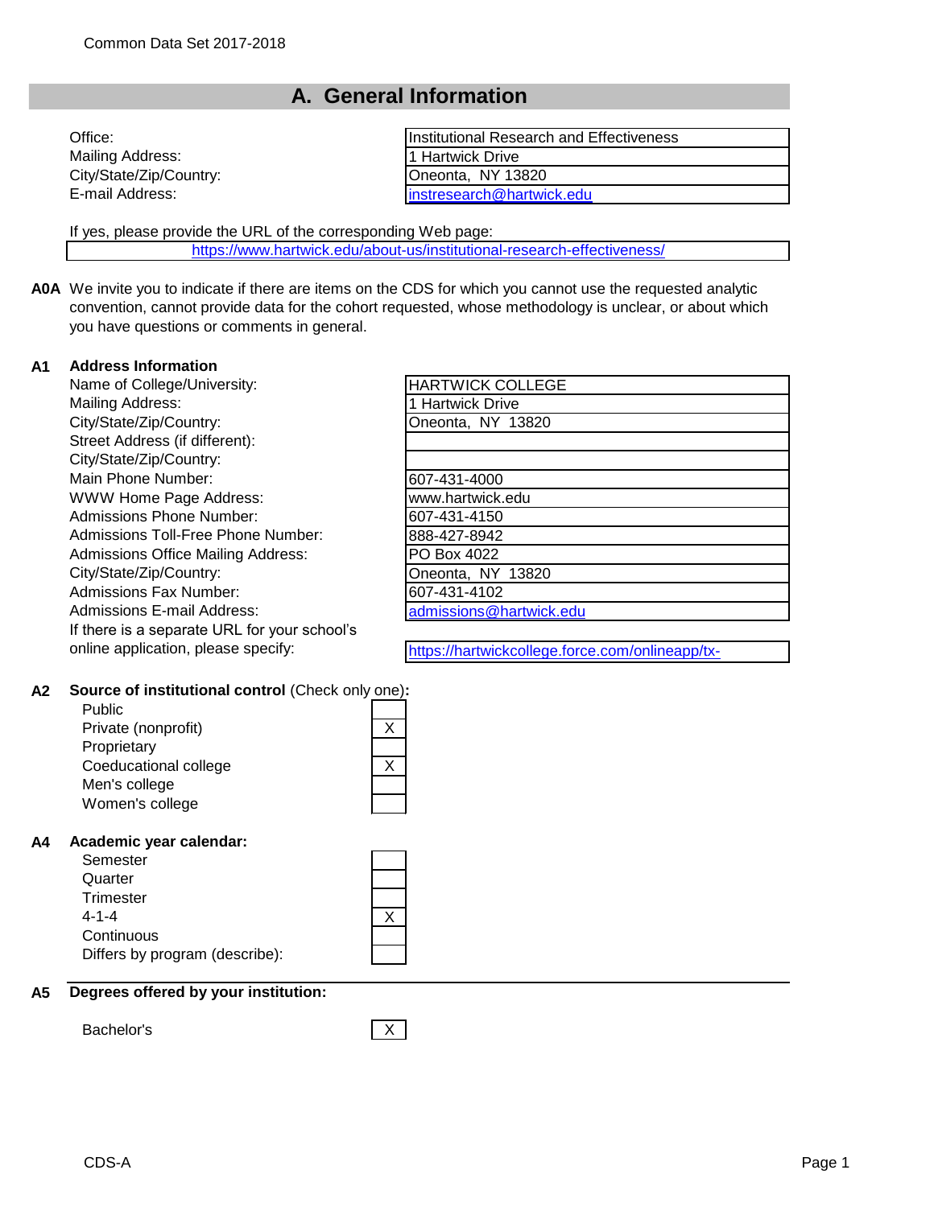Common Data Set 2017-2018

## A. General Information

| | |
|---|---|
| Office: | Institutional Research and Effectiveness |
| Mailing Address: | 1 Hartwick Drive |
| City/State/Zip/Country: | Oneonta, NY 13820 |
| E-mail Address: | instresearch@hartwick.edu |

If yes, please provide the URL of the corresponding Web page:

https://www.hartwick.edu/about-us/institutional-research-effectiveness/

**A0A** We invite you to indicate if there are items on the CDS for which you cannot use the requested analytic convention, cannot provide data for the cohort requested, whose methodology is unclear, or about which you have questions or comments in general.

**A1 Address Information**

| | |
|---|---|
| Name of College/University: | HARTWICK COLLEGE |
| Mailing Address: | 1 Hartwick Drive |
| City/State/Zip/Country: | Oneonta, NY 13820 |
| Street Address (if different): | |
| City/State/Zip/Country: | |
| Main Phone Number: | 607-431-4000 |
| WWW Home Page Address: | www.hartwick.edu |
| Admissions Phone Number: | 607-431-4150 |
| Admissions Toll-Free Phone Number: | 888-427-8942 |
| Admissions Office Mailing Address: | PO Box 4022 |
| City/State/Zip/Country: | Oneonta, NY 13820 |
| Admissions Fax Number: | 607-431-4102 |
| Admissions E-mail Address: | admissions@hartwick.edu |
| If there is a separate URL for your school's online application, please specify: | https://hartwickcollege.force.com/onlineapp/tx- |

**A2 Source of institutional control** (Check only one)**:**

| | |
|---|---|
| Public | |
| Private (nonprofit) | X |
| Proprietary | |
| Coeducational college | X |
| Men's college | |
| Women's college | |

**A4 Academic year calendar:**

| | |
|---|---|
| Semester | |
| Quarter | |
| Trimester | |
| 4-1-4 | X |
| Continuous | |
| Differs by program (describe): | |

**A5 Degrees offered by your institution:**

| | |
|---|---|
| Bachelor's | X |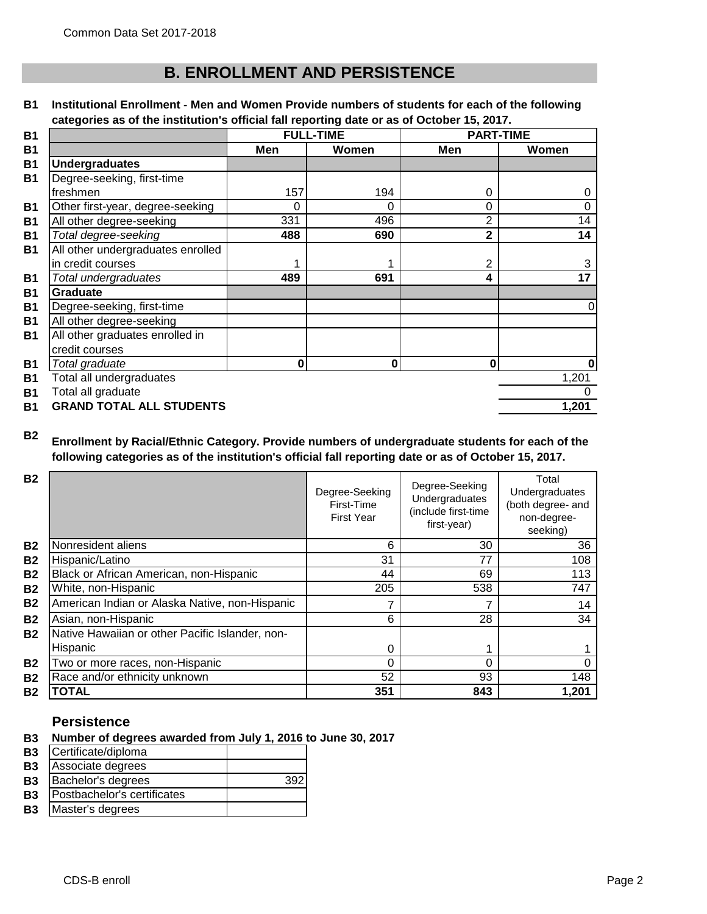## B. ENROLLMENT AND PERSISTENCE

**B1 Institutional Enrollment - Men and Women Provide numbers of students for each of the following categories as of the institution's official fall reporting date or as of October 15, 2017.**

| | FULL-TIME | | PART-TIME | |
|---|---|---|---|---|
| | **Men** | **Women** | **Men** | **Women** |
| **Undergraduates** | | | | |
| Degree-seeking, first-time freshmen | 157 | 194 | 0 | 0 |
| Other first-year, degree-seeking | 0 | 0 | 0 | 0 |
| All other degree-seeking | 331 | 496 | 2 | 14 |
| *Total degree-seeking* | **488** | **690** | **2** | **14** |
| All other undergraduates enrolled in credit courses | 1 | 1 | 2 | 3 |
| *Total undergraduates* | **489** | **691** | **4** | **17** |
| **Graduate** | | | | |
| Degree-seeking, first-time | | | | 0 |
| All other degree-seeking | | | | |
| All other graduates enrolled in credit courses | | | | |
| *Total graduate* | **0** | **0** | **0** | **0** |
| Total all undergraduates | | | | 1,201 |
| Total all graduate | | | | 0 |
| **GRAND TOTAL ALL STUDENTS** | | | | **1,201** |

**B2 Enrollment by Racial/Ethnic Category. Provide numbers of undergraduate students for each of the following categories as of the institution's official fall reporting date or as of October 15, 2017.**

| | Degree-Seeking First-Time First Year | Degree-Seeking Undergraduates (include first-time first-year) | Total Undergraduates (both degree- and non-degree-seeking) |
|---|---|---|---|
| Nonresident aliens | 6 | 30 | 36 |
| Hispanic/Latino | 31 | 77 | 108 |
| Black or African American, non-Hispanic | 44 | 69 | 113 |
| White, non-Hispanic | 205 | 538 | 747 |
| American Indian or Alaska Native, non-Hispanic | 7 | 7 | 14 |
| Asian, non-Hispanic | 6 | 28 | 34 |
| Native Hawaiian or other Pacific Islander, non-Hispanic | 0 | 1 | 1 |
| Two or more races, non-Hispanic | 0 | 0 | 0 |
| Race and/or ethnicity unknown | 52 | 93 | 148 |
| **TOTAL** | **351** | **843** | **1,201** |

### Persistence

**B3 Number of degrees awarded from July 1, 2016 to June 30, 2017**

| | |
|---|---|
| Certificate/diploma | |
| Associate degrees | |
| Bachelor's degrees | 392 |
| Postbachelor's certificates | |
| Master's degrees | |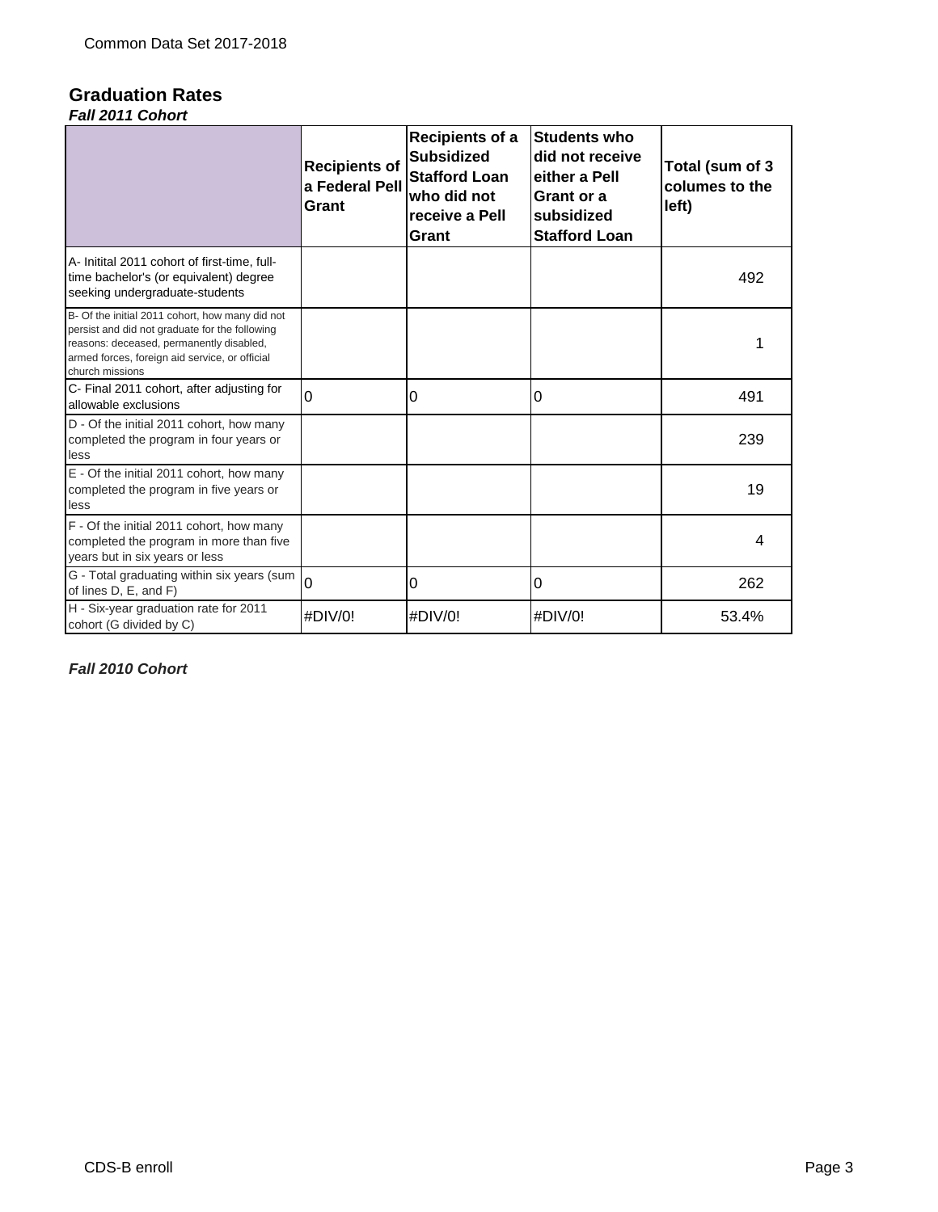## Graduation Rates

***Fall 2011 Cohort***

| | Recipients of a Federal Pell Grant | Recipients of a Subsidized Stafford Loan who did not receive a Pell Grant | Students who did not receive either a Pell Grant or a subsidized Stafford Loan | Total (sum of 3 columes to the left) |
|---|---|---|---|---|
| A- Initital 2011 cohort of first-time, full-time bachelor's (or equivalent) degree seeking undergraduate-students | | | | 492 |
| B- Of the initial 2011 cohort, how many did not persist and did not graduate for the following reasons: deceased, permanently disabled, armed forces, foreign aid service, or official church missions | | | | 1 |
| C- Final 2011 cohort, after adjusting for allowable exclusions | 0 | 0 | 0 | 491 |
| D - Of the initial 2011 cohort, how many completed the program in four years or less | | | | 239 |
| E - Of the initial 2011 cohort, how many completed the program in five years or less | | | | 19 |
| F - Of the initial 2011 cohort, how many completed the program in more than five years but in six years or less | | | | 4 |
| G - Total graduating within six years (sum of lines D, E, and F) | 0 | 0 | 0 | 262 |
| H - Six-year graduation rate for 2011 cohort (G divided by C) | #DIV/0! | #DIV/0! | #DIV/0! | 53.4% |

***Fall 2010 Cohort***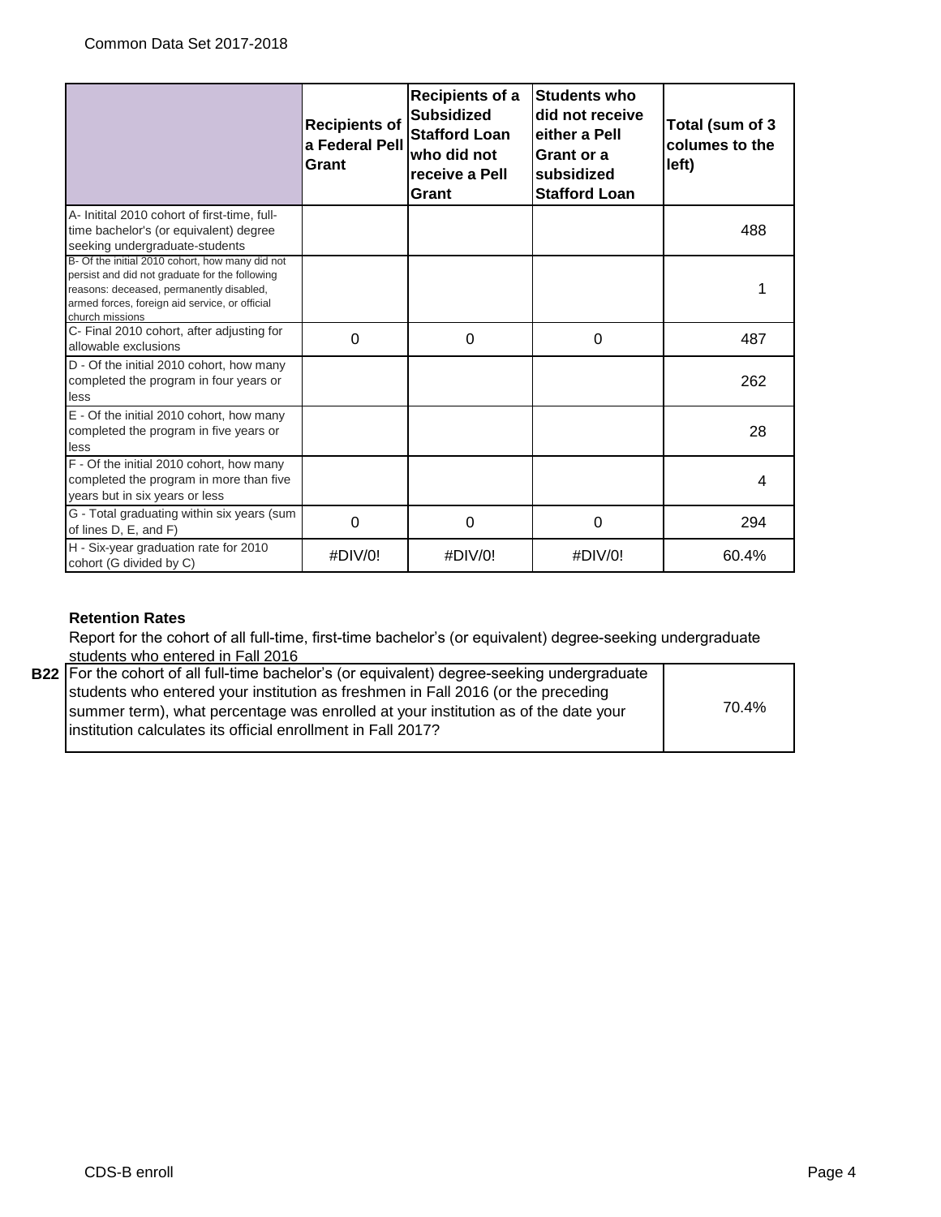| | Recipients of a Federal Pell Grant | Recipients of a Subsidized Stafford Loan who did not receive a Pell Grant | Students who did not receive either a Pell Grant or a subsidized Stafford Loan | Total (sum of 3 columes to the left) |
|---|---|---|---|---|
| A- Initital 2010 cohort of first-time, full-time bachelor's (or equivalent) degree seeking undergraduate-students | | | | 488 |
| B- Of the initial 2010 cohort, how many did not persist and did not graduate for the following reasons: deceased, permanently disabled, armed forces, foreign aid service, or official church missions | | | | 1 |
| C- Final 2010 cohort, after adjusting for allowable exclusions | 0 | 0 | 0 | 487 |
| D - Of the initial 2010 cohort, how many completed the program in four years or less | | | | 262 |
| E - Of the initial 2010 cohort, how many completed the program in five years or less | | | | 28 |
| F - Of the initial 2010 cohort, how many completed the program in more than five years but in six years or less | | | | 4 |
| G - Total graduating within six years (sum of lines D, E, and F) | 0 | 0 | 0 | 294 |
| H - Six-year graduation rate for 2010 cohort (G divided by C) | #DIV/0! | #DIV/0! | #DIV/0! | 60.4% |

**Retention Rates**

Report for the cohort of all full-time, first-time bachelor's (or equivalent) degree-seeking undergraduate students who entered in Fall 2016

| | | |
|---|---|---|
| **B22** | For the cohort of all full-time bachelor's (or equivalent) degree-seeking undergraduate students who entered your institution as freshmen in Fall 2016 (or the preceding summer term), what percentage was enrolled at your institution as of the date your institution calculates its official enrollment in Fall 2017? | 70.4% |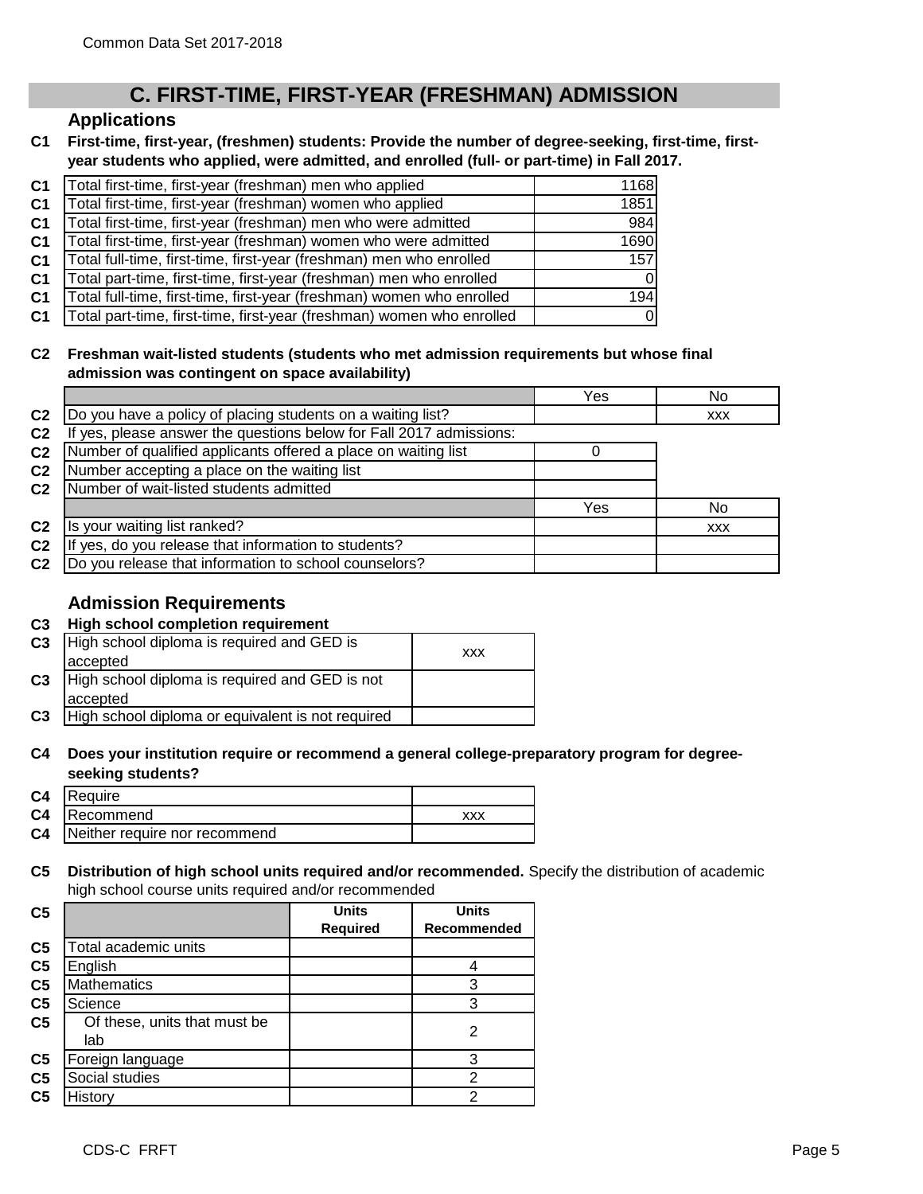## C. FIRST-TIME, FIRST-YEAR (FRESHMAN) ADMISSION

### Applications

**C1 First-time, first-year, (freshmen) students: Provide the number of degree-seeking, first-time, first-year students who applied, were admitted, and enrolled (full- or part-time) in Fall 2017.**

| | | |
|---|---|---|
| C1 | Total first-time, first-year (freshman) men who applied | 1168 |
| C1 | Total first-time, first-year (freshman) women who applied | 1851 |
| C1 | Total first-time, first-year (freshman) men who were admitted | 984 |
| C1 | Total first-time, first-year (freshman) women who were admitted | 1690 |
| C1 | Total full-time, first-time, first-year (freshman) men who enrolled | 157 |
| C1 | Total part-time, first-time, first-year (freshman) men who enrolled | 0 |
| C1 | Total full-time, first-time, first-year (freshman) women who enrolled | 194 |
| C1 | Total part-time, first-time, first-year (freshman) women who enrolled | 0 |

**C2 Freshman wait-listed students (students who met admission requirements but whose final admission was contingent on space availability)**

| | | Yes | No |
|---|---|---|---|
| C2 | Do you have a policy of placing students on a waiting list? | | xxx |
| C2 | If yes, please answer the questions below for Fall 2017 admissions: | | |
| C2 | Number of qualified applicants offered a place on waiting list | 0 | |
| C2 | Number accepting a place on the waiting list | | |
| C2 | Number of wait-listed students admitted | | |
| | | Yes | No |
| C2 | Is your waiting list ranked? | | xxx |
| C2 | If yes, do you release that information to students? | | |
| C2 | Do you release that information to school counselors? | | |

### Admission Requirements

**C3 High school completion requirement**

| | | |
|---|---|---|
| C3 | High school diploma is required and GED is accepted | xxx |
| C3 | High school diploma is required and GED is not accepted | |
| C3 | High school diploma or equivalent is not required | |

**C4 Does your institution require or recommend a general college-preparatory program for degree-seeking students?**

| | | |
|---|---|---|
| C4 | Require | |
| C4 | Recommend | xxx |
| C4 | Neither require nor recommend | |

**C5 Distribution of high school units required and/or recommended.** Specify the distribution of academic high school course units required and/or recommended

| C5 | | Units Required | Units Recommended |
|---|---|---|---|
| C5 | Total academic units | | |
| C5 | English | | 4 |
| C5 | Mathematics | | 3 |
| C5 | Science | | 3 |
| C5 | Of these, units that must be lab | | 2 |
| C5 | Foreign language | | 3 |
| C5 | Social studies | | 2 |
| C5 | History | | 2 |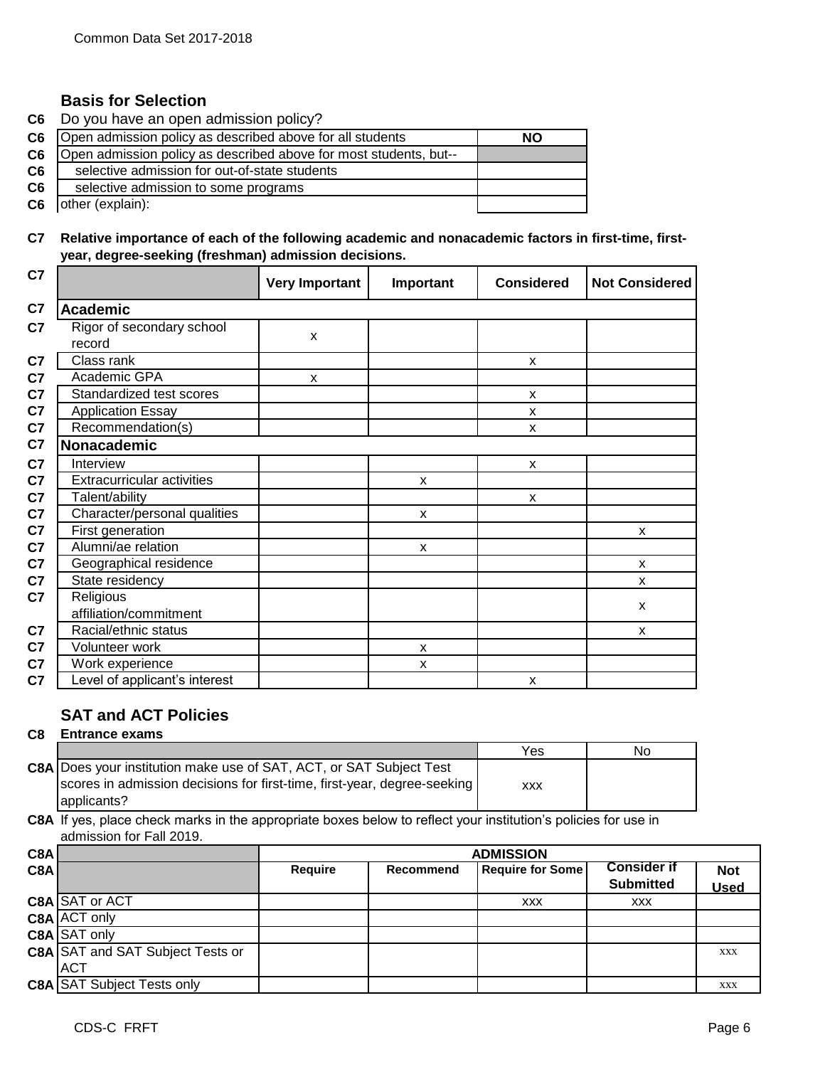## Basis for Selection

**C6** Do you have an open admission policy?

| | | |
|---|---|---|
| C6 | Open admission policy as described above for all students | NO |
| C6 | Open admission policy as described above for most students, but-- | |
| C6 | selective admission for out-of-state students | |
| C6 | selective admission to some programs | |
| C6 | other (explain): | |

**C7 Relative importance of each of the following academic and nonacademic factors in first-time, first-year, degree-seeking (freshman) admission decisions.**

| | | Very Important | Important | Considered | Not Considered |
|---|---|---|---|---|---|
| C7 | **Academic** | | | | |
| C7 | Rigor of secondary school record | x | | | |
| C7 | Class rank | | | x | |
| C7 | Academic GPA | x | | | |
| C7 | Standardized test scores | | | x | |
| C7 | Application Essay | | | x | |
| C7 | Recommendation(s) | | | x | |
| C7 | **Nonacademic** | | | | |
| C7 | Interview | | | x | |
| C7 | Extracurricular activities | | x | | |
| C7 | Talent/ability | | | x | |
| C7 | Character/personal qualities | | x | | |
| C7 | First generation | | | | x |
| C7 | Alumni/ae relation | | x | | |
| C7 | Geographical residence | | | | x |
| C7 | State residency | | | | x |
| C7 | Religious affiliation/commitment | | | | x |
| C7 | Racial/ethnic status | | | | x |
| C7 | Volunteer work | | x | | |
| C7 | Work experience | | x | | |
| C7 | Level of applicant's interest | | | x | |

## SAT and ACT Policies

**C8 Entrance exams**

| | | Yes | No |
|---|---|---|---|
| C8A | Does your institution make use of SAT, ACT, or SAT Subject Test scores in admission decisions for first-time, first-year, degree-seeking applicants? | xxx | |

**C8A** If yes, please check marks in the appropriate boxes below to reflect your institution's policies for use in admission for Fall 2019.

| | | ADMISSION | | | | |
|---|---|---|---|---|---|---|
| C8A | | Require | Recommend | Require for Some | Consider if Submitted | Not Used |
| C8A | SAT or ACT | | | xxx | xxx | |
| C8A | ACT only | | | | | |
| C8A | SAT only | | | | | |
| C8A | SAT and SAT Subject Tests or ACT | | | | | xxx |
| C8A | SAT Subject Tests only | | | | | xxx |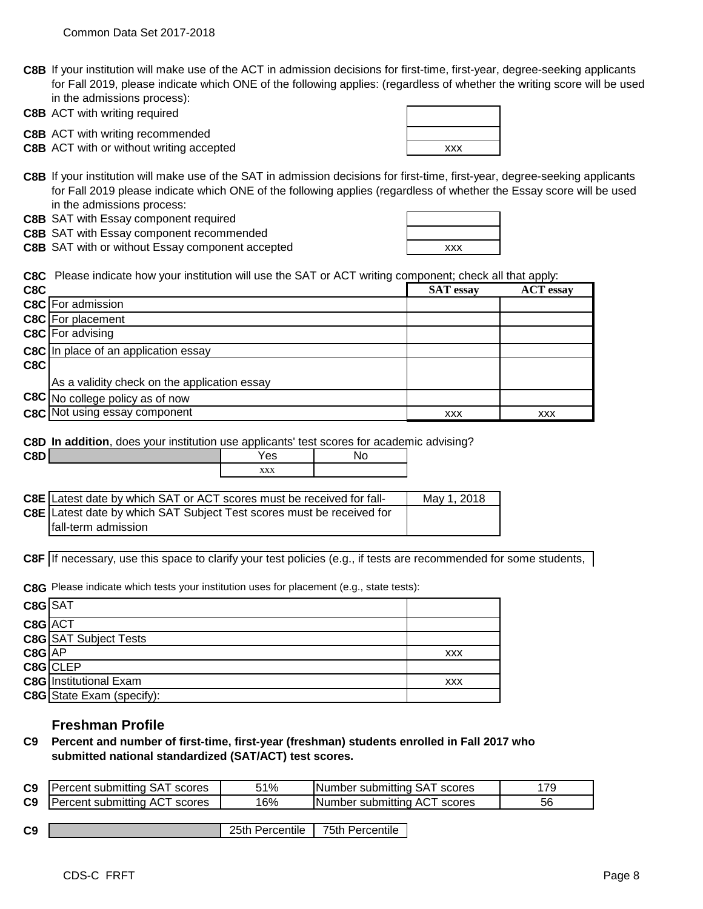**C8B** If your institution will make use of the ACT in admission decisions for first-time, first-year, degree-seeking applicants for Fall 2019, please indicate which ONE of the following applies: (regardless of whether the writing score will be used in the admissions process):

| | | |
|---|---|---|
| C8B | ACT with writing required | |
| C8B | ACT with writing recommended | |
| C8B | ACT with or without writing accepted | xxx |

**C8B** If your institution will make use of the SAT in admission decisions for first-time, first-year, degree-seeking applicants for Fall 2019 please indicate which ONE of the following applies (regardless of whether the Essay score will be used in the admissions process:

| | | |
|---|---|---|
| C8B | SAT with Essay component required | |
| C8B | SAT with Essay component recommended | |
| C8B | SAT with or without Essay component accepted | xxx |

**C8C** Please indicate how your institution will use the SAT or ACT writing component; check all that apply:

| C8C | | SAT essay | ACT essay |
|---|---|---|---|
| C8C | For admission | | |
| C8C | For placement | | |
| C8C | For advising | | |
| C8C | In place of an application essay | | |
| C8C | As a validity check on the application essay | | |
| C8C | No college policy as of now | | |
| C8C | Not using essay component | xxx | xxx |

**C8D** **In addition**, does your institution use applicants' test scores for academic advising?

| C8D | | Yes | No |
|---|---|---|---|
| | | xxx | |

| | | |
|---|---|---|
| C8E | Latest date by which SAT or ACT scores must be received for fall- | May 1, 2018 |
| C8E | Latest date by which SAT Subject Test scores must be received for fall-term admission | |

**C8F** If necessary, use this space to clarify your test policies (e.g., if tests are recommended for some students,

**C8G** Please indicate which tests your institution uses for placement (e.g., state tests):

| | | |
|---|---|---|
| C8G | SAT | |
| C8G | ACT | |
| C8G | SAT Subject Tests | |
| C8G | AP | xxx |
| C8G | CLEP | |
| C8G | Institutional Exam | xxx |
| C8G | State Exam (specify): | |

## Freshman Profile

**C9** **Percent and number of first-time, first-year (freshman) students enrolled in Fall 2017 who submitted national standardized (SAT/ACT) test scores.**

| | | | | |
|---|---|---|---|---|
| C9 | Percent submitting SAT scores | 51% | Number submitting SAT scores | 179 |
| C9 | Percent submitting ACT scores | 16% | Number submitting ACT scores | 56 |

| C9 | | 25th Percentile | 75th Percentile |
|---|---|---|---|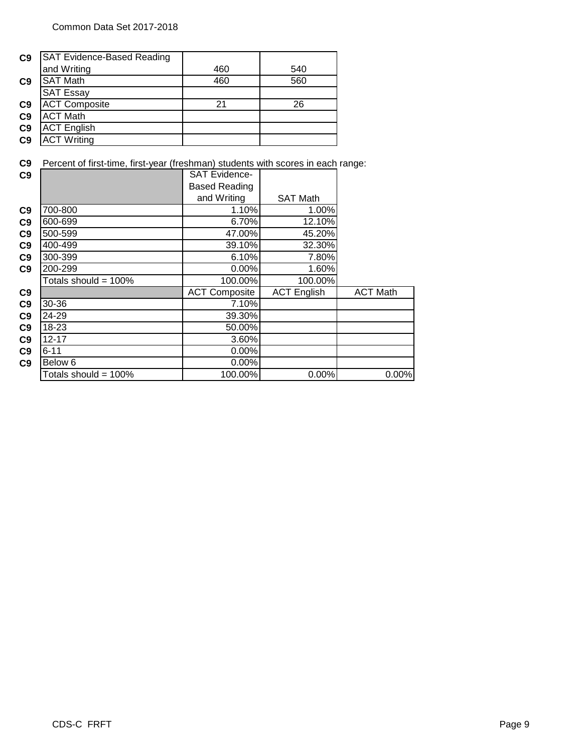| | | | |
|---|---|---|---|
| C9 | SAT Evidence-Based Reading and Writing | 460 | 540 |
| C9 | SAT Math | 460 | 560 |
| | SAT Essay | | |
| C9 | ACT Composite | 21 | 26 |
| C9 | ACT Math | | |
| C9 | ACT English | | |
| C9 | ACT Writing | | |

C9 Percent of first-time, first-year (freshman) students with scores in each range:

| | | SAT Evidence-Based Reading and Writing | SAT Math |
|---|---|---|---|
| C9 | 700-800 | 1.10% | 1.00% |
| C9 | 600-699 | 6.70% | 12.10% |
| C9 | 500-599 | 47.00% | 45.20% |
| C9 | 400-499 | 39.10% | 32.30% |
| C9 | 300-399 | 6.10% | 7.80% |
| C9 | 200-299 | 0.00% | 1.60% |
| | Totals should = 100% | 100.00% | 100.00% |

| | | ACT Composite | ACT English | ACT Math |
|---|---|---|---|---|
| C9 | 30-36 | 7.10% | | |
| C9 | 24-29 | 39.30% | | |
| C9 | 18-23 | 50.00% | | |
| C9 | 12-17 | 3.60% | | |
| C9 | 6-11 | 0.00% | | |
| C9 | Below 6 | 0.00% | | |
| | Totals should = 100% | 100.00% | 0.00% | 0.00% |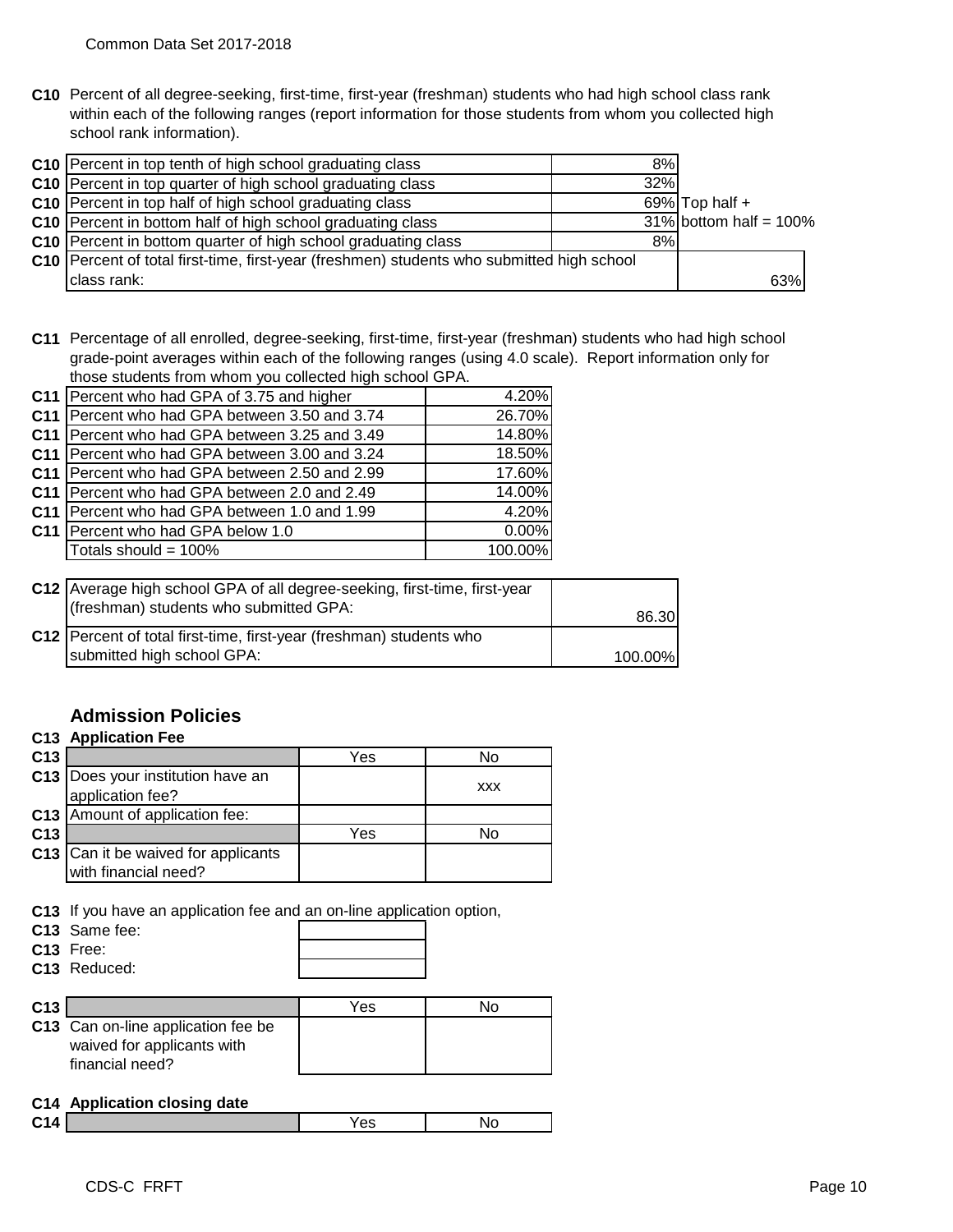**C10** Percent of all degree-seeking, first-time, first-year (freshman) students who had high school class rank within each of the following ranges (report information for those students from whom you collected high school rank information).

| | | | |
|---|---|---|---|
| C10 | Percent in top tenth of high school graduating class | 8% | |
| C10 | Percent in top quarter of high school graduating class | 32% | |
| C10 | Percent in top half of high school graduating class | 69% | Top half + |
| C10 | Percent in bottom half of high school graduating class | 31% | bottom half = 100% |
| C10 | Percent in bottom quarter of high school graduating class | 8% | |
| C10 | Percent of total first-time, first-year (freshmen) students who submitted high school class rank: | | 63% |

**C11** Percentage of all enrolled, degree-seeking, first-time, first-year (freshman) students who had high school grade-point averages within each of the following ranges (using 4.0 scale). Report information only for those students from whom you collected high school GPA.

| | | |
|---|---|---|
| C11 | Percent who had GPA of 3.75 and higher | 4.20% |
| C11 | Percent who had GPA between 3.50 and 3.74 | 26.70% |
| C11 | Percent who had GPA between 3.25 and 3.49 | 14.80% |
| C11 | Percent who had GPA between 3.00 and 3.24 | 18.50% |
| C11 | Percent who had GPA between 2.50 and 2.99 | 17.60% |
| C11 | Percent who had GPA between 2.0 and 2.49 | 14.00% |
| C11 | Percent who had GPA between 1.0 and 1.99 | 4.20% |
| C11 | Percent who had GPA below 1.0 | 0.00% |
| | Totals should = 100% | 100.00% |

| | | |
|---|---|---|
| C12 | Average high school GPA of all degree-seeking, first-time, first-year (freshman) students who submitted GPA: | 86.30 |
| C12 | Percent of total first-time, first-year (freshman) students who submitted high school GPA: | 100.00% |

## Admission Policies

**C13 Application Fee**

| | | Yes | No |
|---|---|---|---|
| C13 | Does your institution have an application fee? | | xxx |
| C13 | Amount of application fee: | | |
| C13 | | Yes | No |
| C13 | Can it be waived for applicants with financial need? | | |

**C13** If you have an application fee and an on-line application option,

| | | |
|---|---|---|
| C13 | Same fee: | |
| C13 | Free: | |
| C13 | Reduced: | |

| | | Yes | No |
|---|---|---|---|
| C13 | Can on-line application fee be waived for applicants with financial need? | | |

**C14 Application closing date**

| | | Yes | No |
|---|---|---|---|
| C14 | | | |

CDS-C FRFT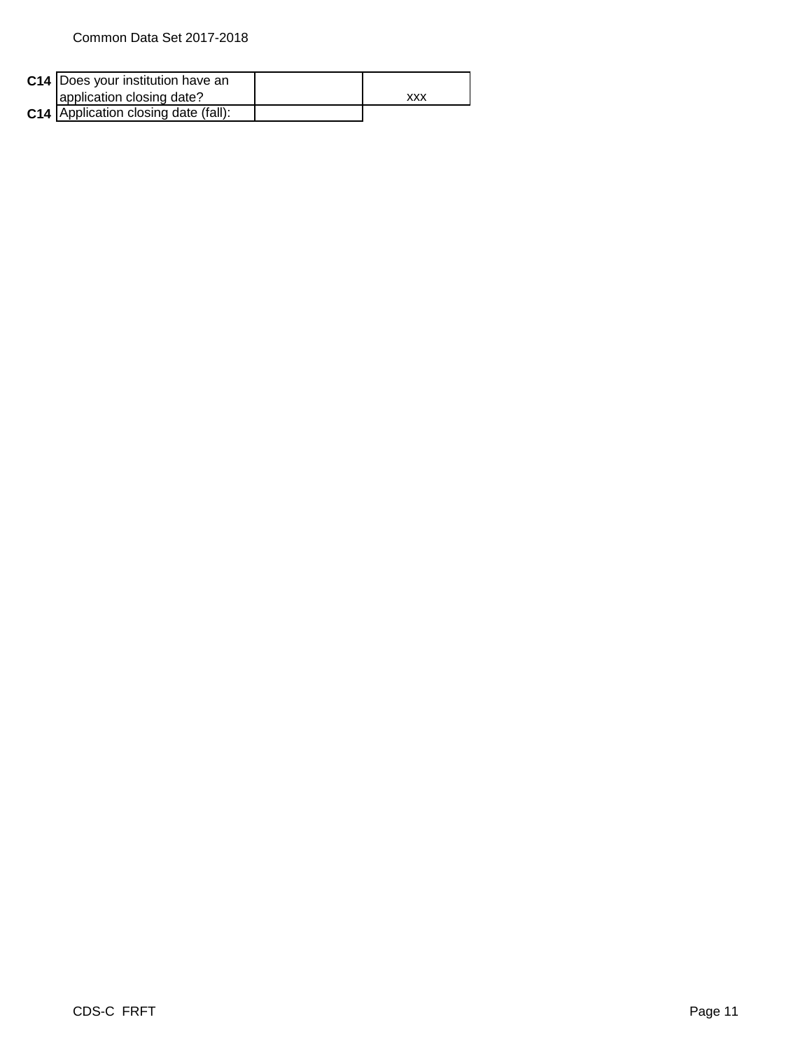| | | | |
|---|---|---|---|
| **C14** | Does your institution have an application closing date? | | xxx |
| **C14** | Application closing date (fall): | | |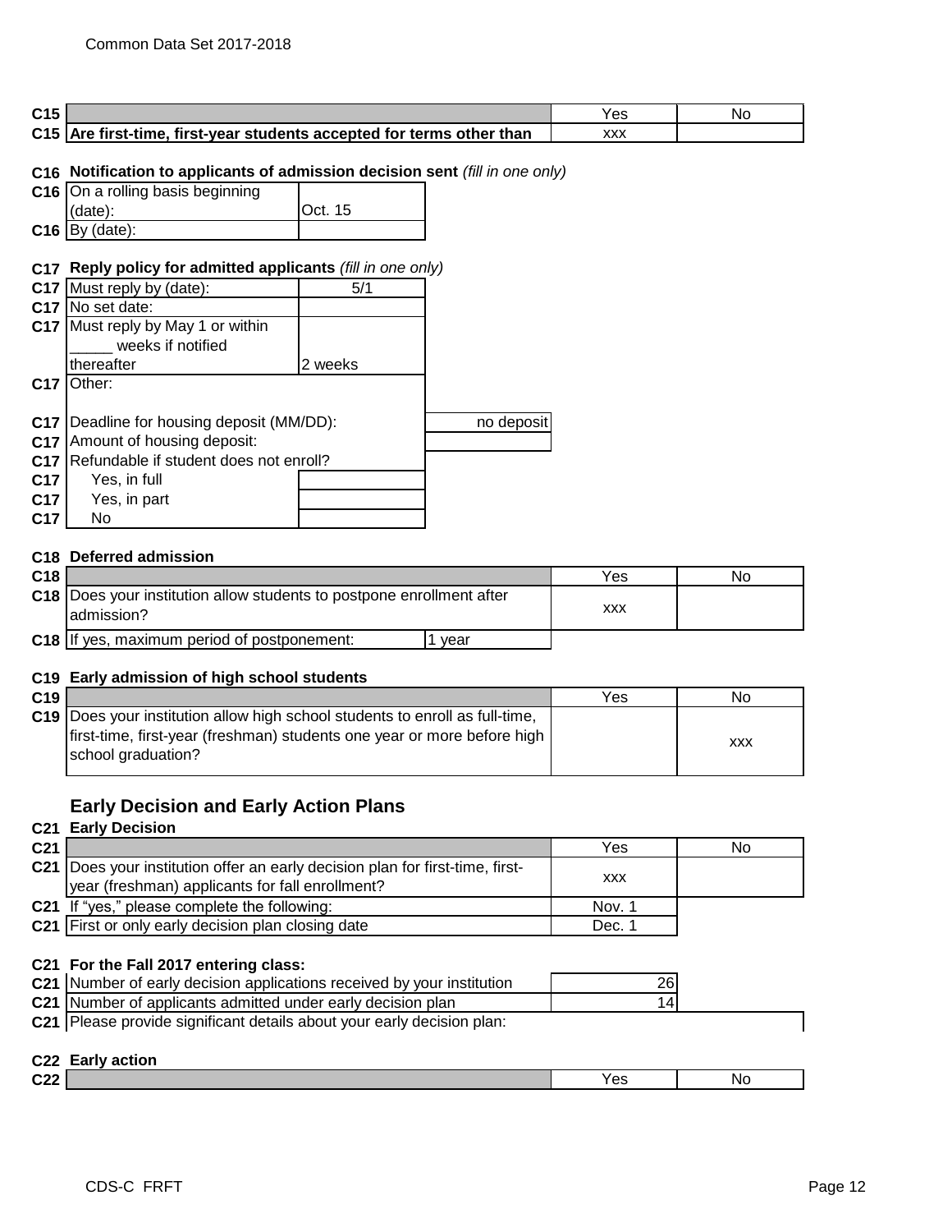| | | Yes | No |
|---|---|---|---|
| C15 | | | |
| C15 | **Are first-time, first-year students accepted for terms other than** | xxx | |

**C16 Notification to applicants of admission decision sent** *(fill in one only)*

| | | |
|---|---|---|
| C16 | On a rolling basis beginning (date): | Oct. 15 |
| C16 | By (date): | |

**C17 Reply policy for admitted applicants** *(fill in one only)*

| | | | |
|---|---|---|---|
| C17 | Must reply by (date): | 5/1 | |
| C17 | No set date: | | |
| C17 | Must reply by May 1 or within _____ weeks if notified thereafter | 2 weeks | |
| C17 | Other: | | |
| C17 | Deadline for housing deposit (MM/DD): | | no deposit |
| C17 | Amount of housing deposit: | | |
| C17 | Refundable if student does not enroll? | | |
| C17 | Yes, in full | | |
| C17 | Yes, in part | | |
| C17 | No | | |

**C18 Deferred admission**

| | | | Yes | No |
|---|---|---|---|---|
| C18 | | | | |
| C18 | Does your institution allow students to postpone enrollment after admission? | | xxx | |
| C18 | If yes, maximum period of postponement: | 1 year | | |

**C19 Early admission of high school students**

| | | Yes | No |
|---|---|---|---|
| C19 | | | |
| C19 | Does your institution allow high school students to enroll as full-time, first-time, first-year (freshman) students one year or more before high school graduation? | | xxx |

## Early Decision and Early Action Plans

**C21 Early Decision**

| | | Yes | No |
|---|---|---|---|
| C21 | | | |
| C21 | Does your institution offer an early decision plan for first-time, first-year (freshman) applicants for fall enrollment? | xxx | |
| C21 | If "yes," please complete the following: | Nov. 1 | |
| C21 | First or only early decision plan closing date | Dec. 1 | |

**C21 For the Fall 2017 entering class:**

| | | |
|---|---|---|
| C21 | Number of early decision applications received by your institution | 26 |
| C21 | Number of applicants admitted under early decision plan | 14 |
| C21 | Please provide significant details about your early decision plan: | |

**C22 Early action**

| | | Yes | No |
|---|---|---|---|
| C22 | | | |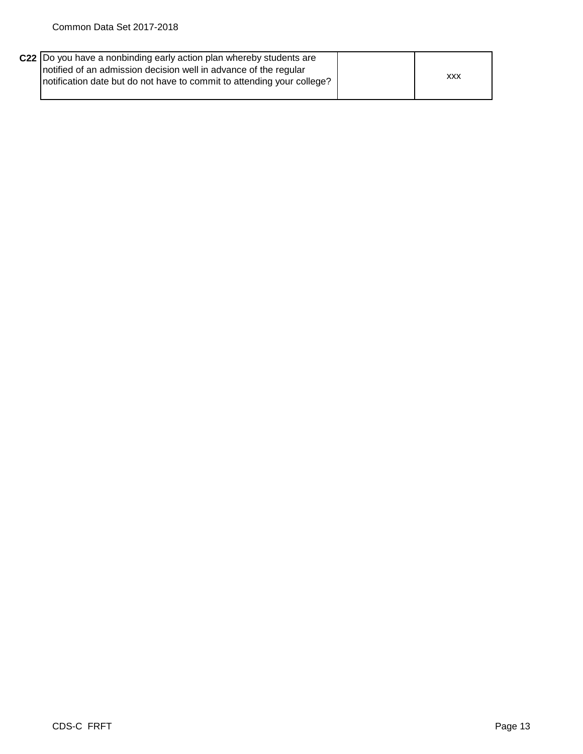| | | | |
|---|---|---|---|
| **C22** | Do you have a nonbinding early action plan whereby students are notified of an admission decision well in advance of the regular notification date but do not have to commit to attending your college? | | xxx |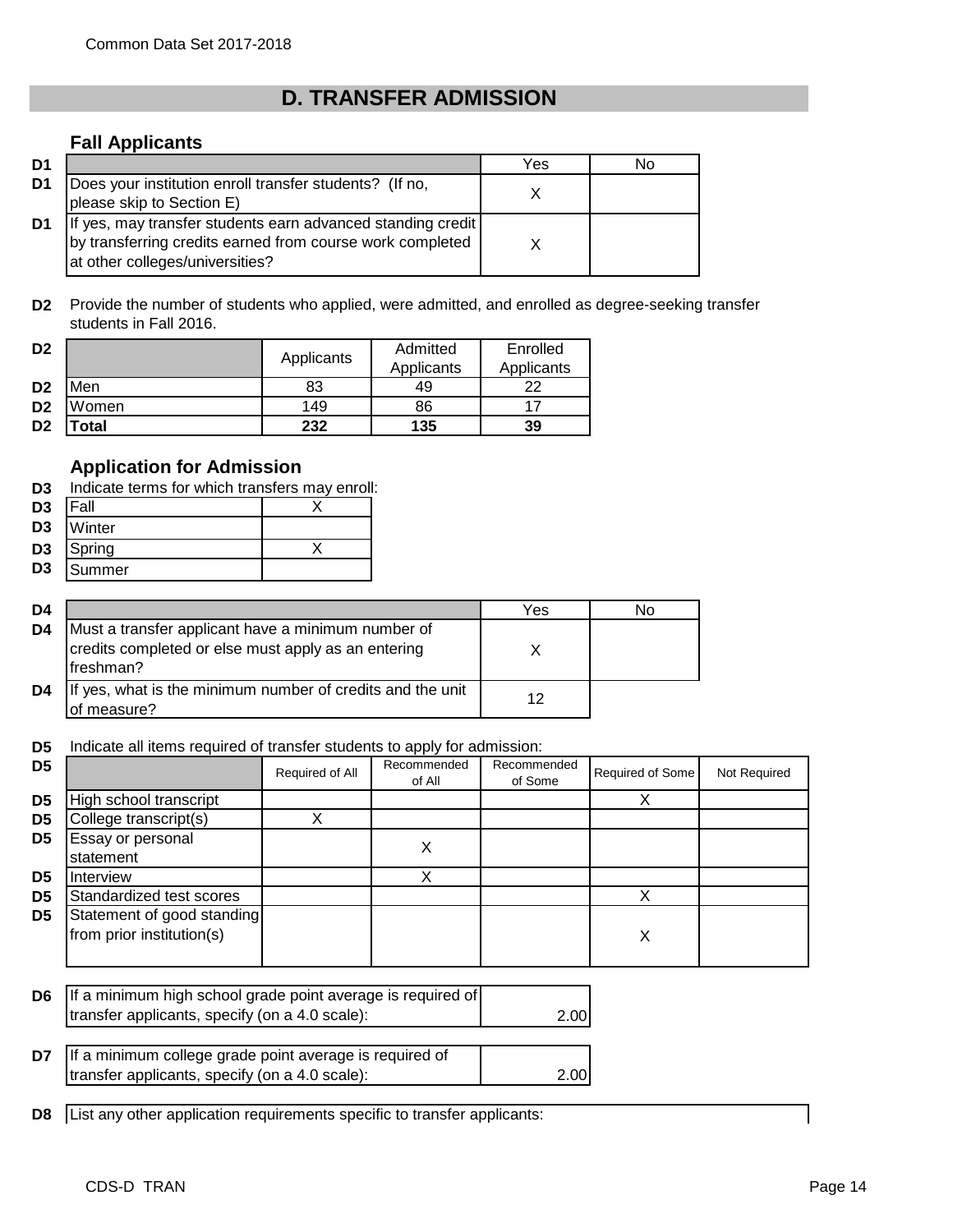# D. TRANSFER ADMISSION

## Fall Applicants

| | | Yes | No |
|---|---|---|---|
| D1 | Does your institution enroll transfer students? (If no, please skip to Section E) | X | |
| D1 | If yes, may transfer students earn advanced standing credit by transferring credits earned from course work completed at other colleges/universities? | X | |

**D2** Provide the number of students who applied, were admitted, and enrolled as degree-seeking transfer students in Fall 2016.

| | | Applicants | Admitted Applicants | Enrolled Applicants |
|---|---|---|---|---|
| D2 | Men | 83 | 49 | 22 |
| D2 | Women | 149 | 86 | 17 |
| D2 | **Total** | **232** | **135** | **39** |

## Application for Admission

**D3** Indicate terms for which transfers may enroll:

| | Term | |
|---|---|---|
| D3 | Fall | X |
| D3 | Winter | |
| D3 | Spring | X |
| D3 | Summer | |

| | | Yes | No |
|---|---|---|---|
| D4 | Must a transfer applicant have a minimum number of credits completed or else must apply as an entering freshman? | X | |
| D4 | If yes, what is the minimum number of credits and the unit of measure? | 12 | |

**D5** Indicate all items required of transfer students to apply for admission:

| | | Required of All | Recommended of All | Recommended of Some | Required of Some | Not Required |
|---|---|---|---|---|---|---|
| D5 | High school transcript | | | | X | |
| D5 | College transcript(s) | X | | | | |
| D5 | Essay or personal statement | | X | | | |
| D5 | Interview | | X | | | |
| D5 | Standardized test scores | | | | X | |
| D5 | Statement of good standing from prior institution(s) | | | | X | |

| | | |
|---|---|---|
| D6 | If a minimum high school grade point average is required of transfer applicants, specify (on a 4.0 scale): | 2.00 |
| D7 | If a minimum college grade point average is required of transfer applicants, specify (on a 4.0 scale): | 2.00 |

**D8** List any other application requirements specific to transfer applicants: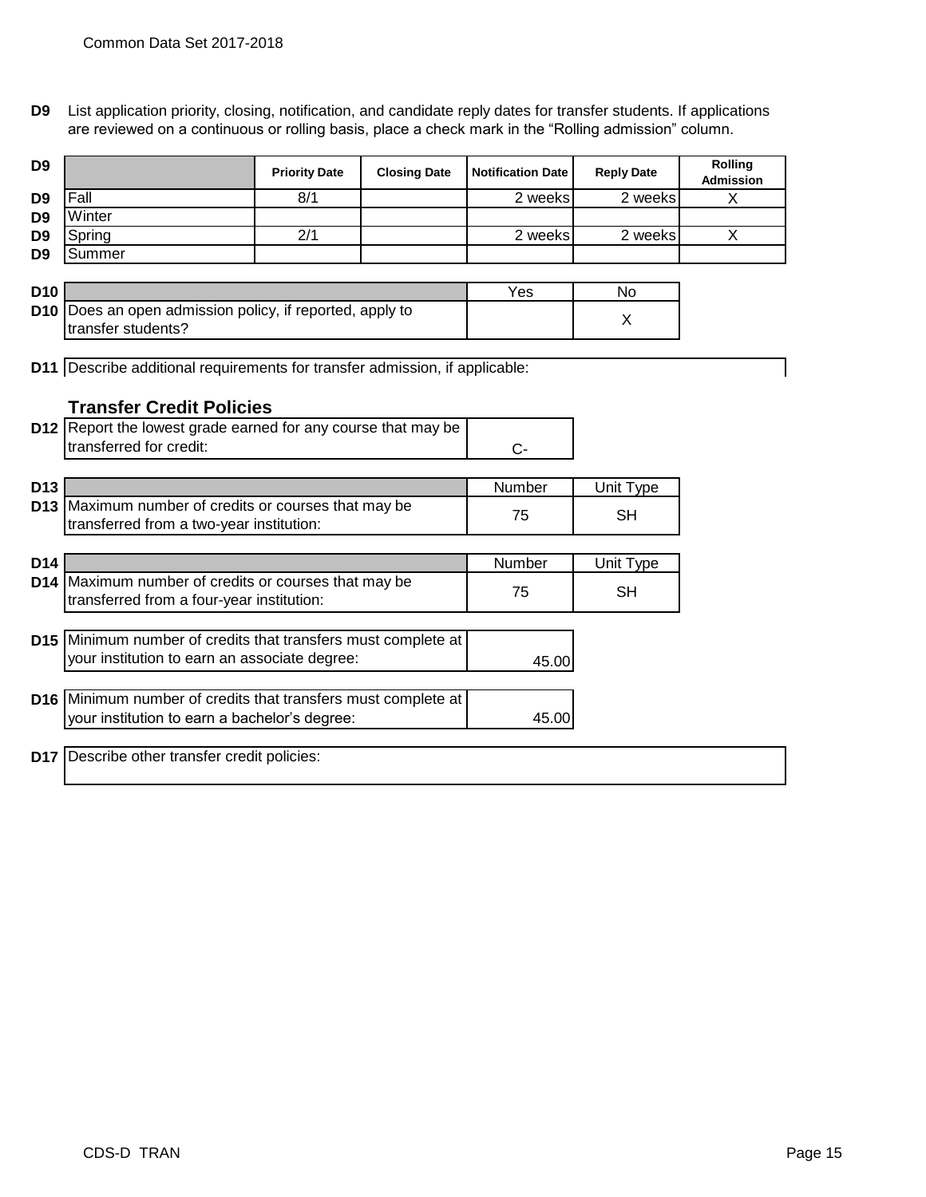**D9** List application priority, closing, notification, and candidate reply dates for transfer students. If applications are reviewed on a continuous or rolling basis, place a check mark in the "Rolling admission" column.

| D9 | | Priority Date | Closing Date | Notification Date | Reply Date | Rolling Admission |
|---|---|---|---|---|---|---|
| D9 | Fall | 8/1 | | 2 weeks | 2 weeks | X |
| D9 | Winter | | | | | |
| D9 | Spring | 2/1 | | 2 weeks | 2 weeks | X |
| D9 | Summer | | | | | |

| D10 | | Yes | No |
|---|---|---|---|
| D10 | Does an open admission policy, if reported, apply to transfer students? | | X |

**D11** Describe additional requirements for transfer admission, if applicable:

### Transfer Credit Policies

| D12 | Report the lowest grade earned for any course that may be transferred for credit: | C- |
|---|---|---|

| D13 | | Number | Unit Type |
|---|---|---|---|
| D13 | Maximum number of credits or courses that may be transferred from a two-year institution: | 75 | SH |

| D14 | | Number | Unit Type |
|---|---|---|---|
| D14 | Maximum number of credits or courses that may be transferred from a four-year institution: | 75 | SH |

| D15 | Minimum number of credits that transfers must complete at your institution to earn an associate degree: | 45.00 |
|---|---|---|

| D16 | Minimum number of credits that transfers must complete at your institution to earn a bachelor's degree: | 45.00 |
|---|---|---|

**D17** Describe other transfer credit policies: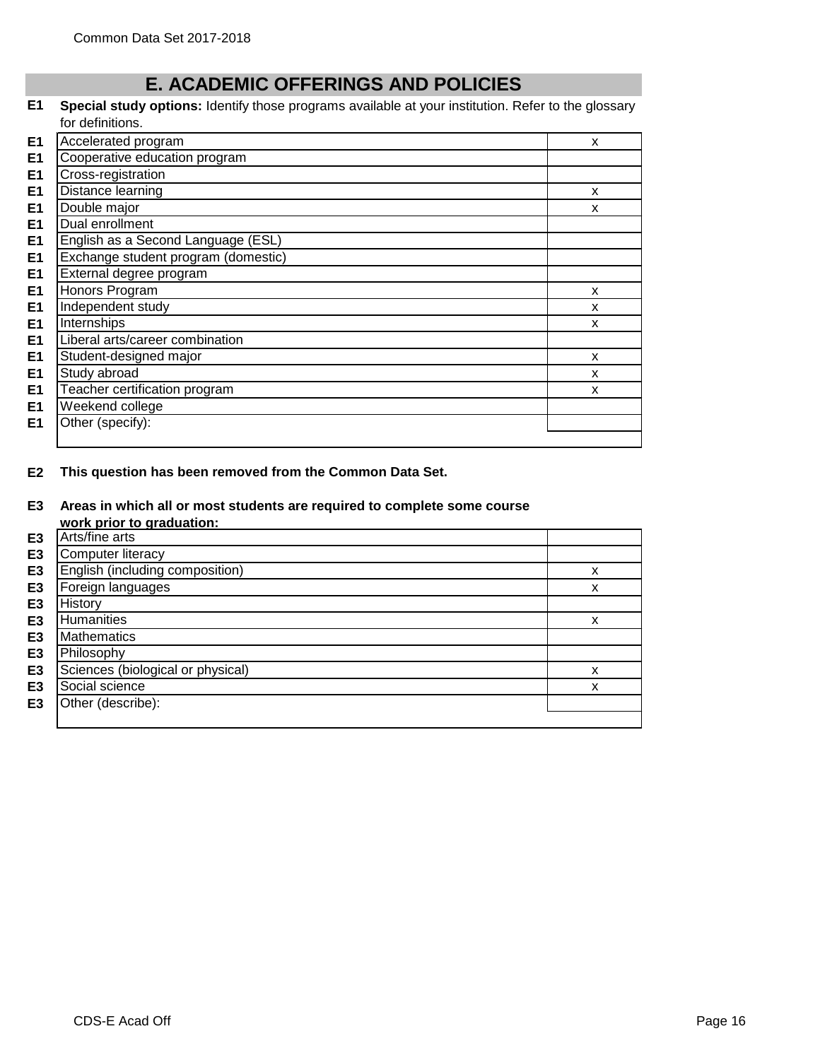# E. ACADEMIC OFFERINGS AND POLICIES

**E1 Special study options:** Identify those programs available at your institution. Refer to the glossary for definitions.

| | | |
|---|---|---|
| E1 | Accelerated program | x |
| E1 | Cooperative education program | |
| E1 | Cross-registration | |
| E1 | Distance learning | x |
| E1 | Double major | x |
| E1 | Dual enrollment | |
| E1 | English as a Second Language (ESL) | |
| E1 | Exchange student program (domestic) | |
| E1 | External degree program | |
| E1 | Honors Program | x |
| E1 | Independent study | x |
| E1 | Internships | x |
| E1 | Liberal arts/career combination | |
| E1 | Student-designed major | x |
| E1 | Study abroad | x |
| E1 | Teacher certification program | x |
| E1 | Weekend college | |
| E1 | Other (specify): | |

**E2 This question has been removed from the Common Data Set.**

**E3 Areas in which all or most students are required to complete some course work prior to graduation:**

| | | |
|---|---|---|
| E3 | Arts/fine arts | |
| E3 | Computer literacy | |
| E3 | English (including composition) | x |
| E3 | Foreign languages | x |
| E3 | History | |
| E3 | Humanities | x |
| E3 | Mathematics | |
| E3 | Philosophy | |
| E3 | Sciences (biological or physical) | x |
| E3 | Social science | x |
| E3 | Other (describe): | |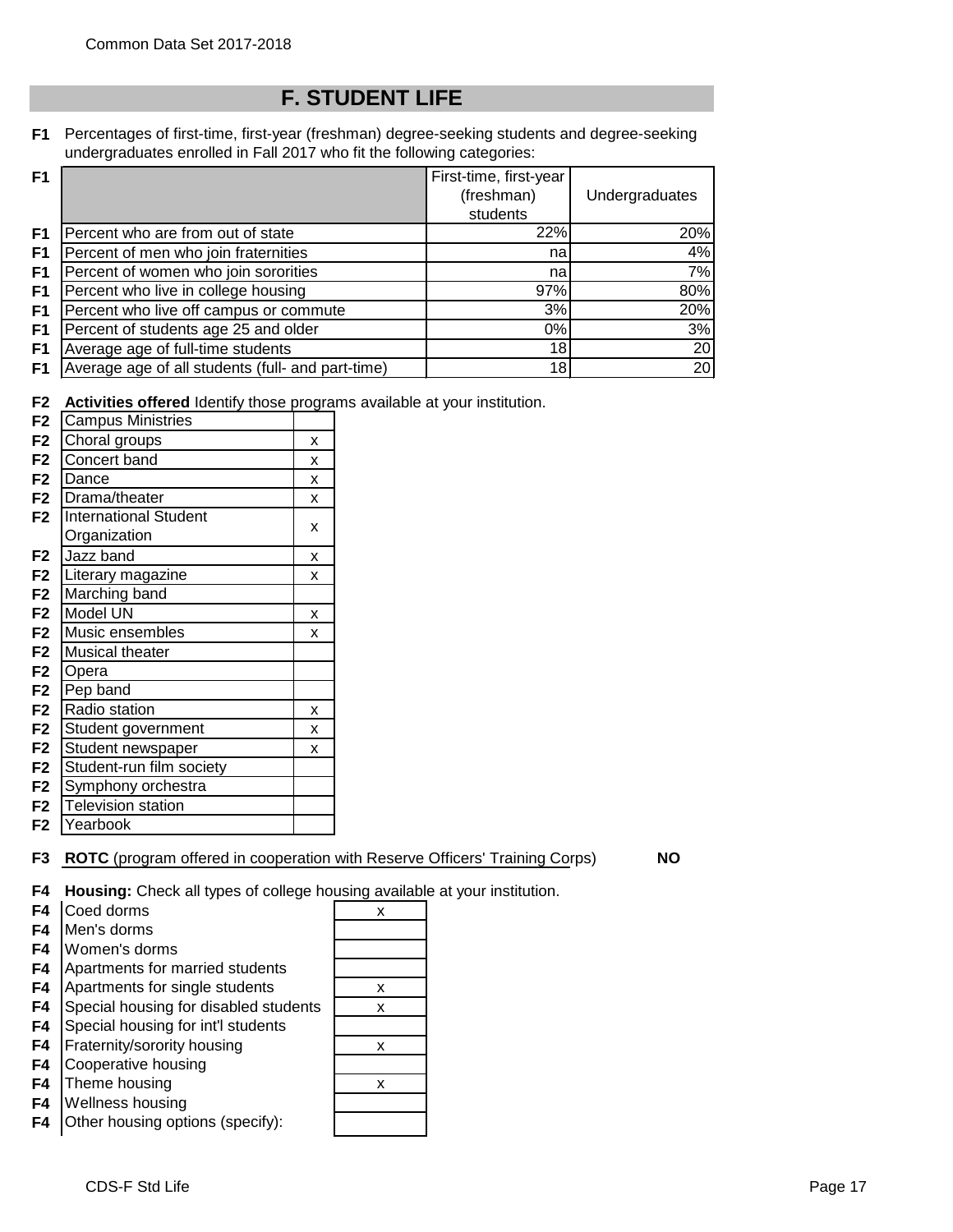## F. STUDENT LIFE

**F1** Percentages of first-time, first-year (freshman) degree-seeking students and degree-seeking undergraduates enrolled in Fall 2017 who fit the following categories:

| | First-time, first-year (freshman) students | Undergraduates |
|---|---|---|
| Percent who are from out of state | 22% | 20% |
| Percent of men who join fraternities | na | 4% |
| Percent of women who join sororities | na | 7% |
| Percent who live in college housing | 97% | 80% |
| Percent who live off campus or commute | 3% | 20% |
| Percent of students age 25 and older | 0% | 3% |
| Average age of full-time students | 18 | 20 |
| Average age of all students (full- and part-time) | 18 | 20 |

**F2** **Activities offered** Identify those programs available at your institution.

| Activity | |
|---|---|
| Campus Ministries | |
| Choral groups | x |
| Concert band | x |
| Dance | x |
| Drama/theater | x |
| International Student Organization | x |
| Jazz band | x |
| Literary magazine | x |
| Marching band | |
| Model UN | x |
| Music ensembles | x |
| Musical theater | |
| Opera | |
| Pep band | |
| Radio station | x |
| Student government | x |
| Student newspaper | x |
| Student-run film society | |
| Symphony orchestra | |
| Television station | |
| Yearbook | |

**F3** **ROTC** (program offered in cooperation with Reserve Officers' Training Corps) **NO**

**F4** **Housing:** Check all types of college housing available at your institution.

| Housing type | |
|---|---|
| Coed dorms | x |
| Men's dorms | |
| Women's dorms | |
| Apartments for married students | |
| Apartments for single students | x |
| Special housing for disabled students | x |
| Special housing for int'l students | |
| Fraternity/sorority housing | x |
| Cooperative housing | |
| Theme housing | x |
| Wellness housing | |
| Other housing options (specify): | |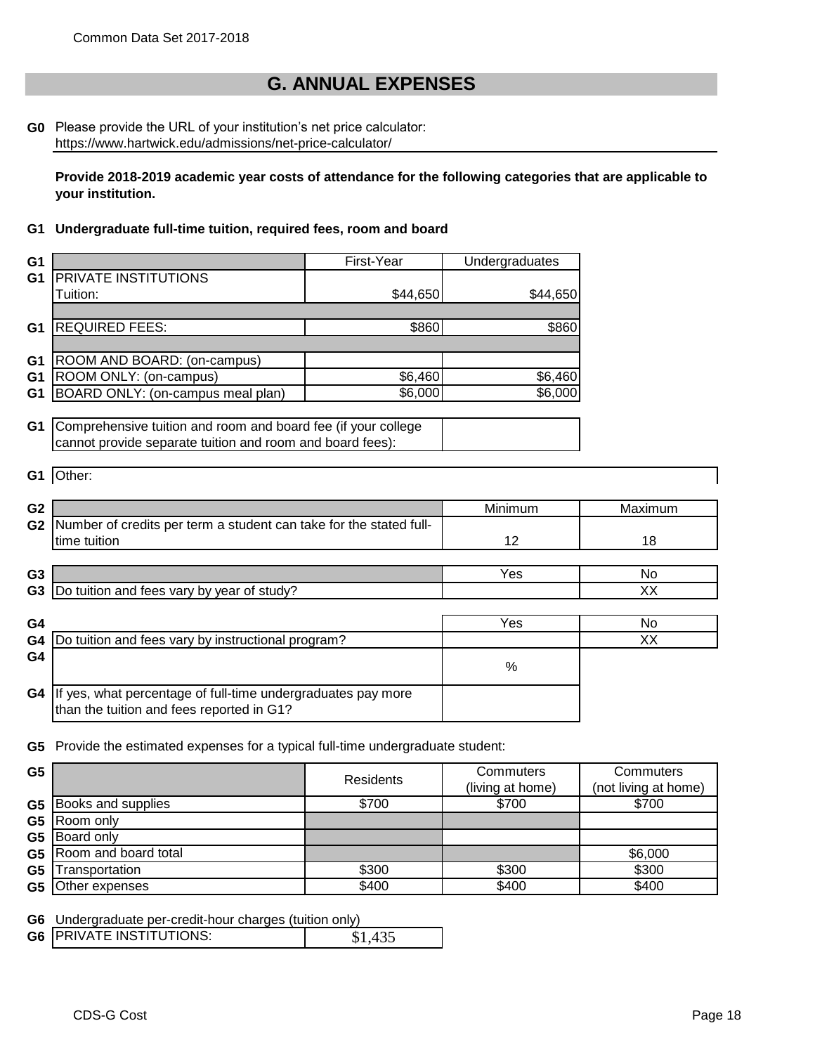# G. ANNUAL EXPENSES

**G0** Please provide the URL of your institution's net price calculator:
https://www.hartwick.edu/admissions/net-price-calculator/

**Provide 2018-2019 academic year costs of attendance for the following categories that are applicable to your institution.**

**G1 Undergraduate full-time tuition, required fees, room and board**

| | | First-Year | Undergraduates |
|---|---|---|---|
| G1 | PRIVATE INSTITUTIONS<br>Tuition: | $44,650 | $44,650 |
| G1 | REQUIRED FEES: | $860 | $860 |
| G1 | ROOM AND BOARD: (on-campus) | | |
| G1 | ROOM ONLY: (on-campus) | $6,460 | $6,460 |
| G1 | BOARD ONLY: (on-campus meal plan) | $6,000 | $6,000 |

| | | |
|---|---|---|
| G1 | Comprehensive tuition and room and board fee (if your college cannot provide separate tuition and room and board fees): | |

| | |
|---|---|
| G1 | Other: |

| | | Minimum | Maximum |
|---|---|---|---|
| G2 | Number of credits per term a student can take for the stated full-time tuition | 12 | 18 |

| | | Yes | No |
|---|---|---|---|
| G3 | Do tuition and fees vary by year of study? | | XX |

| | | Yes | No |
|---|---|---|---|
| G4 | Do tuition and fees vary by instructional program? | | XX |

| | | % |
|---|---|---|
| G4 | If yes, what percentage of full-time undergraduates pay more than the tuition and fees reported in G1? | |

**G5** Provide the estimated expenses for a typical full-time undergraduate student:

| | | Residents | Commuters (living at home) | Commuters (not living at home) |
|---|---|---|---|---|
| G5 | Books and supplies | $700 | $700 | $700 |
| G5 | Room only | | | |
| G5 | Board only | | | |
| G5 | Room and board total | | | $6,000 |
| G5 | Transportation | $300 | $300 | $300 |
| G5 | Other expenses | $400 | $400 | $400 |

**G6** Undergraduate per-credit-hour charges (tuition only)

| | | |
|---|---|---|
| G6 | PRIVATE INSTITUTIONS: | $1,435 |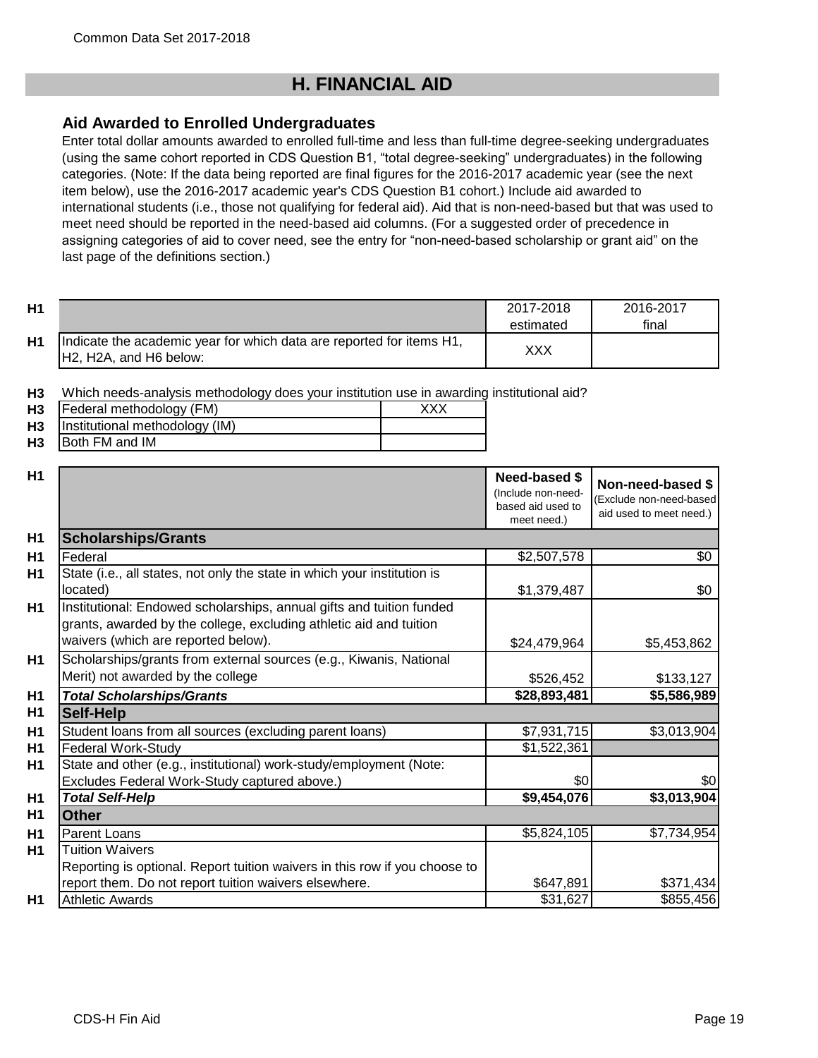Common Data Set 2017-2018

# H. FINANCIAL AID

## Aid Awarded to Enrolled Undergraduates

Enter total dollar amounts awarded to enrolled full-time and less than full-time degree-seeking undergraduates (using the same cohort reported in CDS Question B1, "total degree-seeking" undergraduates) in the following categories. (Note: If the data being reported are final figures for the 2016-2017 academic year (see the next item below), use the 2016-2017 academic year's CDS Question B1 cohort.) Include aid awarded to international students (i.e., those not qualifying for federal aid). Aid that is non-need-based but that was used to meet need should be reported in the need-based aid columns. (For a suggested order of precedence in assigning categories of aid to cover need, see the entry for "non-need-based scholarship or grant aid" on the last page of the definitions section.)

| | | 2017-2018 estimated | 2016-2017 final |
|---|---|---|---|
| H1 | Indicate the academic year for which data are reported for items H1, H2, H2A, and H6 below: | XXX | |

H3 Which needs-analysis methodology does your institution use in awarding institutional aid?

| | | |
|---|---|---|
| H3 | Federal methodology (FM) | XXX |
| H3 | Institutional methodology (IM) | |
| H3 | Both FM and IM | |

| | | Need-based $ (Include non-need-based aid used to meet need.) | Non-need-based $ (Exclude non-need-based aid used to meet need.) |
|---|---|---|---|
| H1 | **Scholarships/Grants** | | |
| H1 | Federal | $2,507,578 | $0 |
| H1 | State (i.e., all states, not only the state in which your institution is located) | $1,379,487 | $0 |
| H1 | Institutional: Endowed scholarships, annual gifts and tuition funded grants, awarded by the college, excluding athletic aid and tuition waivers (which are reported below). | $24,479,964 | $5,453,862 |
| H1 | Scholarships/grants from external sources (e.g., Kiwanis, National Merit) not awarded by the college | $526,452 | $133,127 |
| H1 | ***Total Scholarships/Grants*** | **$28,893,481** | **$5,586,989** |
| H1 | **Self-Help** | | |
| H1 | Student loans from all sources (excluding parent loans) | $7,931,715 | $3,013,904 |
| H1 | Federal Work-Study | $1,522,361 | |
| H1 | State and other (e.g., institutional) work-study/employment (Note: Excludes Federal Work-Study captured above.) | $0 | $0 |
| H1 | ***Total Self-Help*** | **$9,454,076** | **$3,013,904** |
| H1 | **Other** | | |
| H1 | Parent Loans | $5,824,105 | $7,734,954 |
| H1 | Tuition Waivers<br>Reporting is optional. Report tuition waivers in this row if you choose to report them. Do not report tuition waivers elsewhere. | $647,891 | $371,434 |
| H1 | Athletic Awards | $31,627 | $855,456 |

CDS-H Fin Aid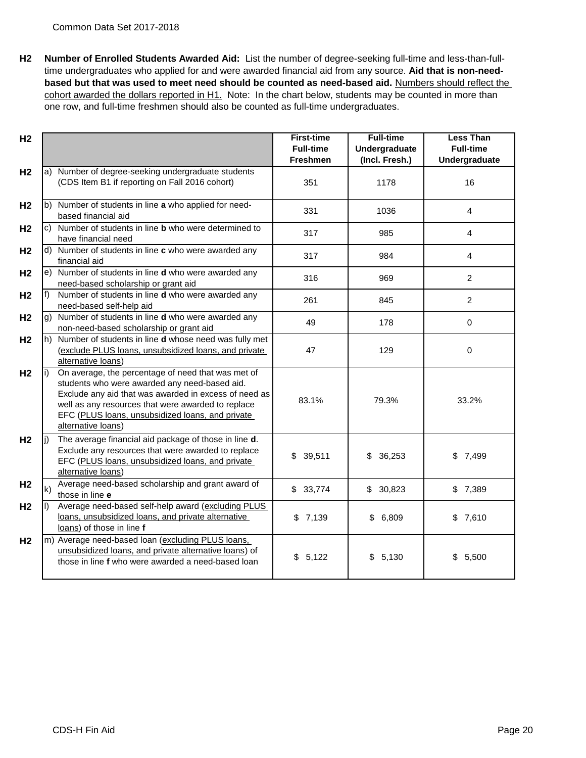**H2 Number of Enrolled Students Awarded Aid:** List the number of degree-seeking full-time and less-than-full-time undergraduates who applied for and were awarded financial aid from any source. **Aid that is non-need-based but that was used to meet need should be counted as need-based aid.** Numbers should reflect the cohort awarded the dollars reported in H1. Note: In the chart below, students may be counted in more than one row, and full-time freshmen should also be counted as full-time undergraduates.

| | | First-time Full-time Freshmen | Full-time Undergraduate (Incl. Fresh.) | Less Than Full-time Undergraduate |
|---|---|---|---|---|
| H2 | a) Number of degree-seeking undergraduate students (CDS Item B1 if reporting on Fall 2016 cohort) | 351 | 1178 | 16 |
| H2 | b) Number of students in line **a** who applied for need-based financial aid | 331 | 1036 | 4 |
| H2 | c) Number of students in line **b** who were determined to have financial need | 317 | 985 | 4 |
| H2 | d) Number of students in line **c** who were awarded any financial aid | 317 | 984 | 4 |
| H2 | e) Number of students in line **d** who were awarded any need-based scholarship or grant aid | 316 | 969 | 2 |
| H2 | f) Number of students in line **d** who were awarded any need-based self-help aid | 261 | 845 | 2 |
| H2 | g) Number of students in line **d** who were awarded any non-need-based scholarship or grant aid | 49 | 178 | 0 |
| H2 | h) Number of students in line **d** whose need was fully met (exclude PLUS loans, unsubsidized loans, and private alternative loans) | 47 | 129 | 0 |
| H2 | i) On average, the percentage of need that was met of students who were awarded any need-based aid. Exclude any aid that was awarded in excess of need as well as any resources that were awarded to replace EFC (PLUS loans, unsubsidized loans, and private alternative loans) | 83.1% | 79.3% | 33.2% |
| H2 | j) The average financial aid package of those in line **d**. Exclude any resources that were awarded to replace EFC (PLUS loans, unsubsidized loans, and private alternative loans) | $ 39,511 | $ 36,253 | $ 7,499 |
| H2 | k) Average need-based scholarship and grant award of those in line **e** | $ 33,774 | $ 30,823 | $ 7,389 |
| H2 | l) Average need-based self-help award (excluding PLUS loans, unsubsidized loans, and private alternative loans) of those in line **f** | $ 7,139 | $ 6,809 | $ 7,610 |
| H2 | m) Average need-based loan (excluding PLUS loans, unsubsidized loans, and private alternative loans) of those in line **f** who were awarded a need-based loan | $ 5,122 | $ 5,130 | $ 5,500 |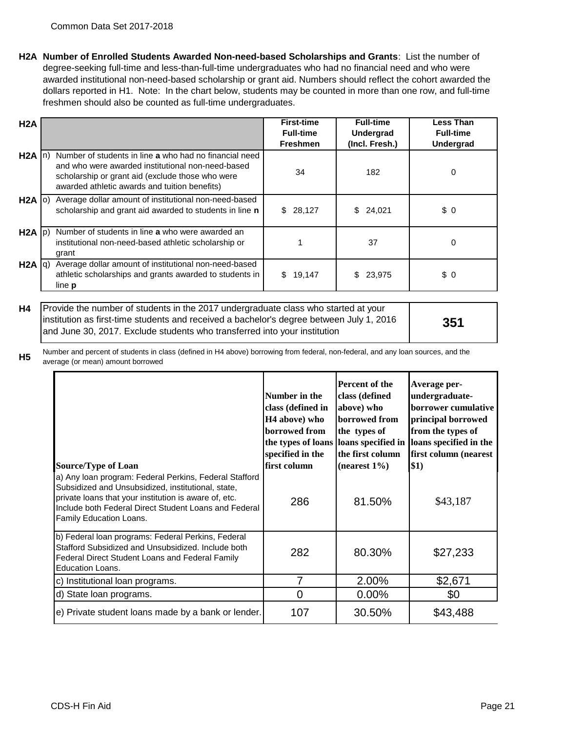**H2A Number of Enrolled Students Awarded Non-need-based Scholarships and Grants**: List the number of degree-seeking full-time and less-than-full-time undergraduates who had no financial need and who were awarded institutional non-need-based scholarship or grant aid. Numbers should reflect the cohort awarded the dollars reported in H1. Note: In the chart below, students may be counted in more than one row, and full-time freshmen should also be counted as full-time undergraduates.

| H2A | | First-time Full-time Freshmen | Full-time Undergrad (Incl. Fresh.) | Less Than Full-time Undergrad |
|---|---|---|---|---|
| H2A | n) Number of students in line **a** who had no financial need and who were awarded institutional non-need-based scholarship or grant aid (exclude those who were awarded athletic awards and tuition benefits) | 34 | 182 | 0 |
| H2A | o) Average dollar amount of institutional non-need-based scholarship and grant aid awarded to students in line **n** | $ 28,127 | $ 24,021 | $ 0 |
| H2A | p) Number of students in line **a** who were awarded an institutional non-need-based athletic scholarship or grant | 1 | 37 | 0 |
| H2A | q) Average dollar amount of institutional non-need-based athletic scholarships and grants awarded to students in line **p** | $ 19,147 | $ 23,975 | $ 0 |

| H4 | Provide the number of students in the 2017 undergraduate class who started at your institution as first-time students and received a bachelor's degree between July 1, 2016 and June 30, 2017. Exclude students who transferred into your institution | **351** |
|---|---|---|

**H5** Number and percent of students in class (defined in H4 above) borrowing from federal, non-federal, and any loan sources, and the average (or mean) amount borrowed

| **Source/Type of Loan** | **Number in the class (defined in H4 above) who borrowed from the types of loans specified in the first column** | **Percent of the class (defined above) who borrowed from the types of loans specified in the first column (nearest 1%)** | **Average per-undergraduate-borrower cumulative principal borrowed from the types of loans specified in the first column (nearest $1)** |
|---|---|---|---|
| a) Any loan program: Federal Perkins, Federal Stafford Subsidized and Unsubsidized, institutional, state, private loans that your institution is aware of, etc. Include both Federal Direct Student Loans and Federal Family Education Loans. | 286 | 81.50% | $43,187 |
| b) Federal loan programs: Federal Perkins, Federal Stafford Subsidized and Unsubsidized. Include both Federal Direct Student Loans and Federal Family Education Loans. | 282 | 80.30% | $27,233 |
| c) Institutional loan programs. | 7 | 2.00% | $2,671 |
| d) State loan programs. | 0 | 0.00% | $0 |
| e) Private student loans made by a bank or lender. | 107 | 30.50% | $43,488 |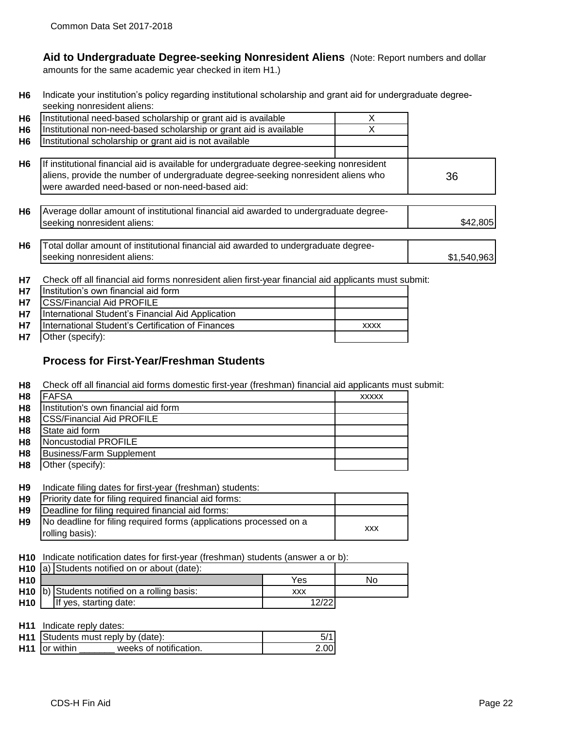## Aid to Undergraduate Degree-seeking Nonresident Aliens

(Note: Report numbers and dollar amounts for the same academic year checked in item H1.)

**H6** Indicate your institution's policy regarding institutional scholarship and grant aid for undergraduate degree-seeking nonresident aliens:

| | | |
|---|---|---|
| H6 | Institutional need-based scholarship or grant aid is available | X |
| H6 | Institutional non-need-based scholarship or grant aid is available | X |
| H6 | Institutional scholarship or grant aid is not available | |

| | | |
|---|---|---|
| H6 | If institutional financial aid is available for undergraduate degree-seeking nonresident aliens, provide the number of undergraduate degree-seeking nonresident aliens who were awarded need-based or non-need-based aid: | 36 |
| H6 | Average dollar amount of institutional financial aid awarded to undergraduate degree-seeking nonresident aliens: | $42,805 |
| H6 | Total dollar amount of institutional financial aid awarded to undergraduate degree-seeking nonresident aliens: | $1,540,963 |

**H7** Check off all financial aid forms nonresident alien first-year financial aid applicants must submit:

| | | |
|---|---|---|
| H7 | Institution's own financial aid form | |
| H7 | CSS/Financial Aid PROFILE | |
| H7 | International Student's Financial Aid Application | |
| H7 | International Student's Certification of Finances | xxxx |
| H7 | Other (specify): | |

## Process for First-Year/Freshman Students

**H8** Check off all financial aid forms domestic first-year (freshman) financial aid applicants must submit:

| | | |
|---|---|---|
| H8 | FAFSA | xxxxx |
| H8 | Institution's own financial aid form | |
| H8 | CSS/Financial Aid PROFILE | |
| H8 | State aid form | |
| H8 | Noncustodial PROFILE | |
| H8 | Business/Farm Supplement | |
| H8 | Other (specify): | |

**H9** Indicate filing dates for first-year (freshman) students:

| | | |
|---|---|---|
| H9 | Priority date for filing required financial aid forms: | |
| H9 | Deadline for filing required financial aid forms: | |
| H9 | No deadline for filing required forms (applications processed on a rolling basis): | xxx |

**H10** Indicate notification dates for first-year (freshman) students (answer a or b):

| | | | |
|---|---|---|---|
| H10 | a) Students notified on or about (date): | | |
| H10 | | Yes | No |
| H10 | b) Students notified on a rolling basis: | xxx | |
| H10 | If yes, starting date: | 12/22 | |

**H11** Indicate reply dates:

| | | |
|---|---|---|
| H11 | Students must reply by (date): | 5/1 |
| H11 | or within _______ weeks of notification. | 2.00 |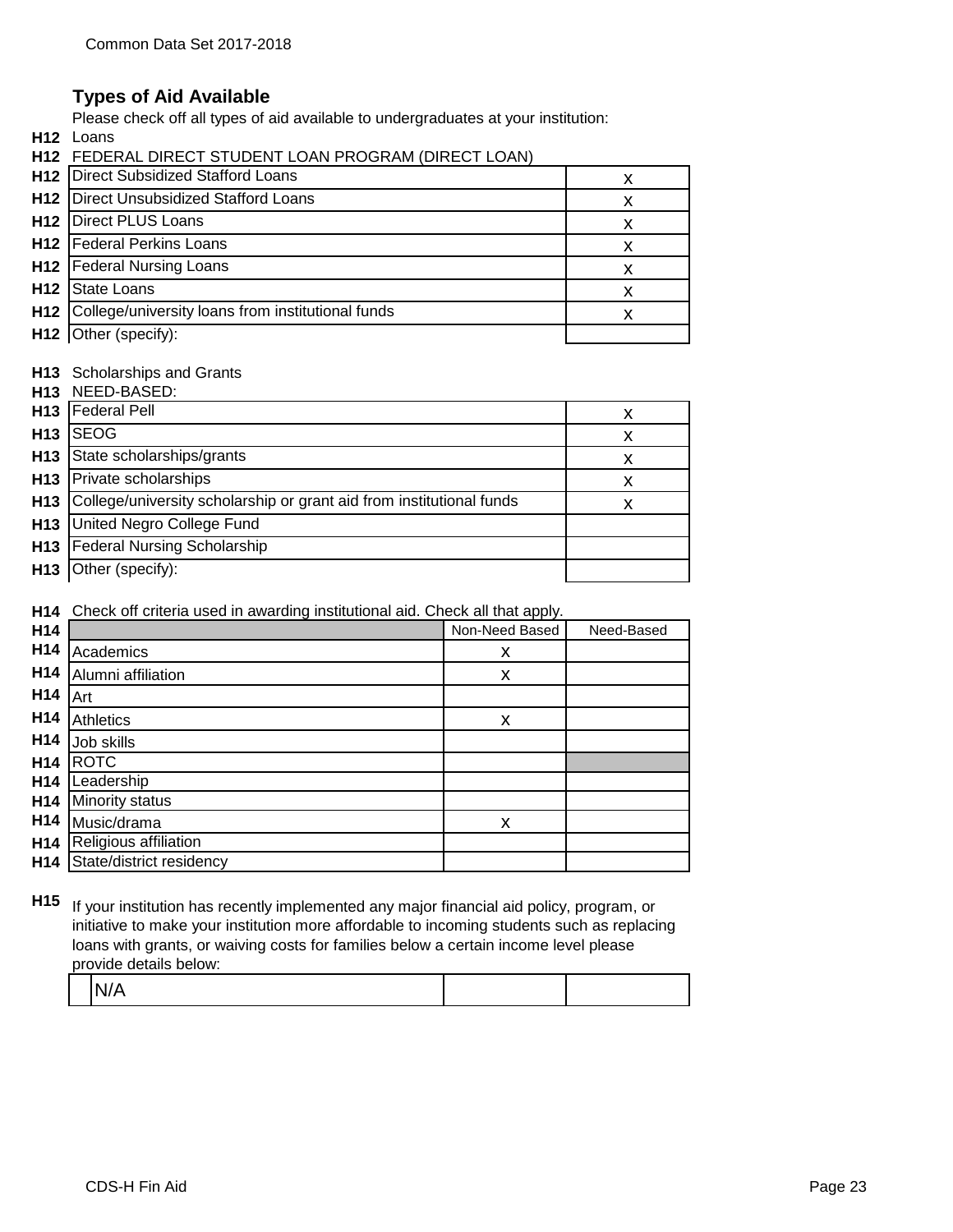## Types of Aid Available

Please check off all types of aid available to undergraduates at your institution:

**H12** Loans

**H12** FEDERAL DIRECT STUDENT LOAN PROGRAM (DIRECT LOAN)

| | | |
|---|---|---|
| H12 | Direct Subsidized Stafford Loans | x |
| H12 | Direct Unsubsidized Stafford Loans | x |
| H12 | Direct PLUS Loans | x |
| H12 | Federal Perkins Loans | x |
| H12 | Federal Nursing Loans | x |
| H12 | State Loans | x |
| H12 | College/university loans from institutional funds | x |
| H12 | Other (specify): | |

**H13** Scholarships and Grants

**H13** NEED-BASED:

| | | |
|---|---|---|
| H13 | Federal Pell | x |
| H13 | SEOG | x |
| H13 | State scholarships/grants | x |
| H13 | Private scholarships | x |
| H13 | College/university scholarship or grant aid from institutional funds | x |
| H13 | United Negro College Fund | |
| H13 | Federal Nursing Scholarship | |
| H13 | Other (specify): | |

**H14** Check off criteria used in awarding institutional aid. Check all that apply.

| | | Non-Need Based | Need-Based |
|---|---|---|---|
| H14 | Academics | x | |
| H14 | Alumni affiliation | x | |
| H14 | Art | | |
| H14 | Athletics | x | |
| H14 | Job skills | | |
| H14 | ROTC | | |
| H14 | Leadership | | |
| H14 | Minority status | | |
| H14 | Music/drama | x | |
| H14 | Religious affiliation | | |
| H14 | State/district residency | | |

**H15** If your institution has recently implemented any major financial aid policy, program, or initiative to make your institution more affordable to incoming students such as replacing loans with grants, or waiving costs for families below a certain income level please provide details below:

N/A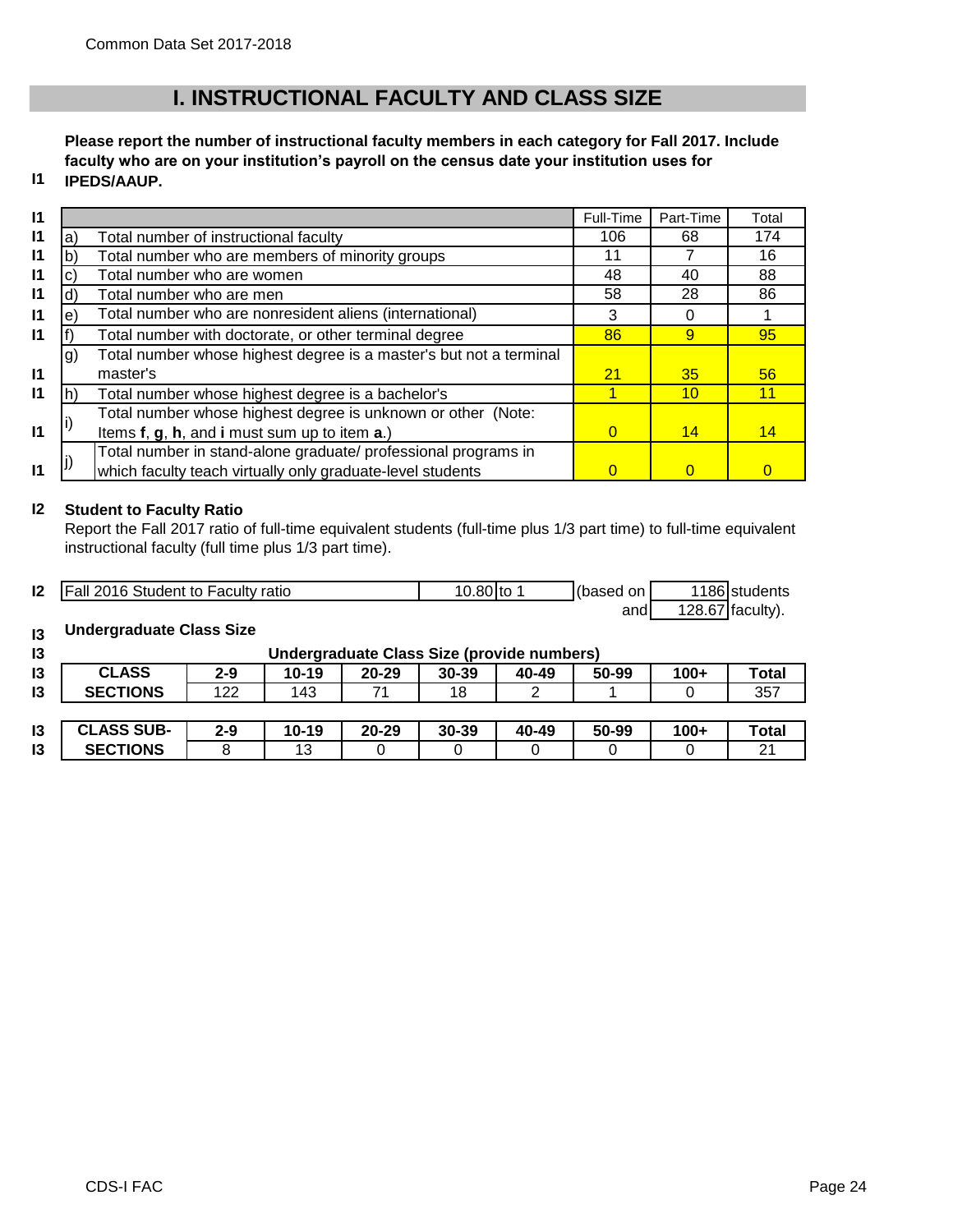# I. INSTRUCTIONAL FACULTY AND CLASS SIZE

**I1** **Please report the number of instructional faculty members in each category for Fall 2017. Include faculty who are on your institution's payroll on the census date your institution uses for IPEDS/AAUP.**

| | | | Full-Time | Part-Time | Total |
|---|---|---|---|---|---|
| I1 | a) | Total number of instructional faculty | 106 | 68 | 174 |
| I1 | b) | Total number who are members of minority groups | 11 | 7 | 16 |
| I1 | c) | Total number who are women | 48 | 40 | 88 |
| I1 | d) | Total number who are men | 58 | 28 | 86 |
| I1 | e) | Total number who are nonresident aliens (international) | 3 | 0 | 1 |
| I1 | f) | Total number with doctorate, or other terminal degree | 86 | 9 | 95 |
| I1 | g) | Total number whose highest degree is a master's but not a terminal master's | 21 | 35 | 56 |
| I1 | h) | Total number whose highest degree is a bachelor's | 1 | 10 | 11 |
| I1 | i) | Total number whose highest degree is unknown or other (Note: Items **f**, **g**, **h**, and **i** must sum up to item **a**.) | 0 | 14 | 14 |
| I1 | j) | Total number in stand-alone graduate/ professional programs in which faculty teach virtually only graduate-level students | 0 | 0 | 0 |

**I2** **Student to Faculty Ratio**

Report the Fall 2017 ratio of full-time equivalent students (full-time plus 1/3 part time) to full-time equivalent instructional faculty (full time plus 1/3 part time).

| | | | | | |
|---|---|---|---|---|---|
| I2 | Fall 2016 Student to Faculty ratio | 10.80 to 1 | (based on | 1186 | students |
| | | | and | 128.67 | faculty). |

**I3** **Undergraduate Class Size**

| | Undergraduate Class Size (provide numbers) | | | | | | | |
|---|---|---|---|---|---|---|---|---|
| **CLASS SECTIONS** | **2-9** | **10-19** | **20-29** | **30-39** | **40-49** | **50-99** | **100+** | **Total** |
| | 122 | 143 | 71 | 18 | 2 | 1 | 0 | 357 |
| **CLASS SUB-SECTIONS** | **2-9** | **10-19** | **20-29** | **30-39** | **40-49** | **50-99** | **100+** | **Total** |
| | 8 | 13 | 0 | 0 | 0 | 0 | 0 | 21 |

CDS-I FAC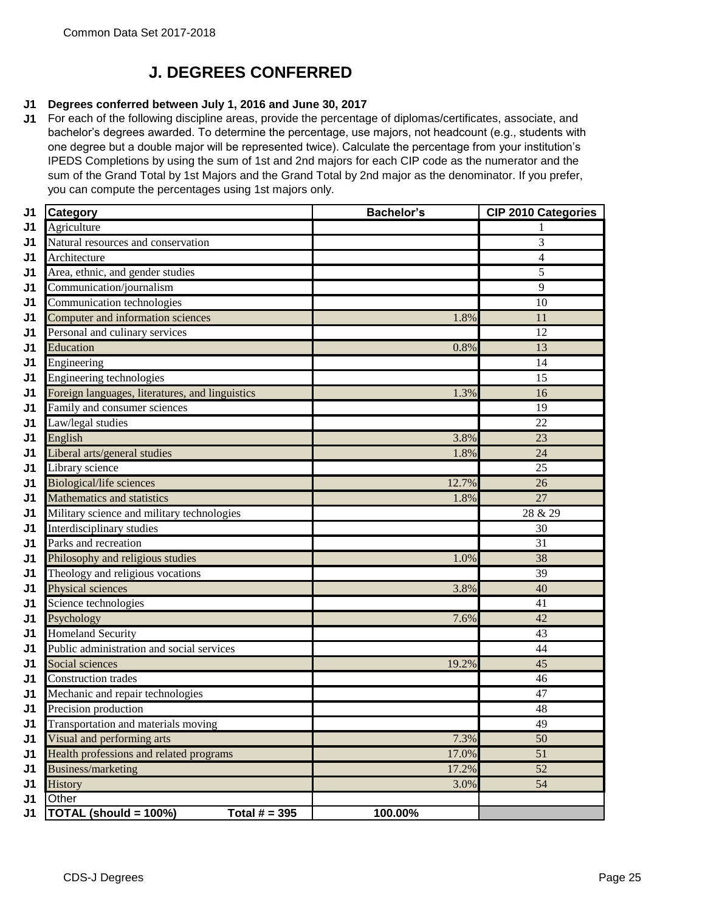Common Data Set 2017-2018

# J. DEGREES CONFERRED

**J1 Degrees conferred between July 1, 2016 and June 30, 2017**

J1 For each of the following discipline areas, provide the percentage of diplomas/certificates, associate, and bachelor's degrees awarded. To determine the percentage, use majors, not headcount (e.g., students with one degree but a double major will be represented twice). Calculate the percentage from your institution's IPEDS Completions by using the sum of 1st and 2nd majors for each CIP code as the numerator and the sum of the Grand Total by 1st Majors and the Grand Total by 2nd major as the denominator. If you prefer, you can compute the percentages using 1st majors only.

| | Category | Bachelor's | CIP 2010 Categories |
|---|---|---|---|
| J1 | Agriculture | | 1 |
| J1 | Natural resources and conservation | | 3 |
| J1 | Architecture | | 4 |
| J1 | Area, ethnic, and gender studies | | 5 |
| J1 | Communication/journalism | | 9 |
| J1 | Communication technologies | | 10 |
| J1 | Computer and information sciences | 1.8% | 11 |
| J1 | Personal and culinary services | | 12 |
| J1 | Education | 0.8% | 13 |
| J1 | Engineering | | 14 |
| J1 | Engineering technologies | | 15 |
| J1 | Foreign languages, literatures, and linguistics | 1.3% | 16 |
| J1 | Family and consumer sciences | | 19 |
| J1 | Law/legal studies | | 22 |
| J1 | English | 3.8% | 23 |
| J1 | Liberal arts/general studies | 1.8% | 24 |
| J1 | Library science | | 25 |
| J1 | Biological/life sciences | 12.7% | 26 |
| J1 | Mathematics and statistics | 1.8% | 27 |
| J1 | Military science and military technologies | | 28 & 29 |
| J1 | Interdisciplinary studies | | 30 |
| J1 | Parks and recreation | | 31 |
| J1 | Philosophy and religious studies | 1.0% | 38 |
| J1 | Theology and religious vocations | | 39 |
| J1 | Physical sciences | 3.8% | 40 |
| J1 | Science technologies | | 41 |
| J1 | Psychology | 7.6% | 42 |
| J1 | Homeland Security | | 43 |
| J1 | Public administration and social services | | 44 |
| J1 | Social sciences | 19.2% | 45 |
| J1 | Construction trades | | 46 |
| J1 | Mechanic and repair technologies | | 47 |
| J1 | Precision production | | 48 |
| J1 | Transportation and materials moving | | 49 |
| J1 | Visual and performing arts | 7.3% | 50 |
| J1 | Health professions and related programs | 17.0% | 51 |
| J1 | Business/marketing | 17.2% | 52 |
| J1 | History | 3.0% | 54 |
| J1 | Other | | |
| J1 | **TOTAL (should = 100%) Total # = 395** | **100.00%** | |

CDS-J Degrees